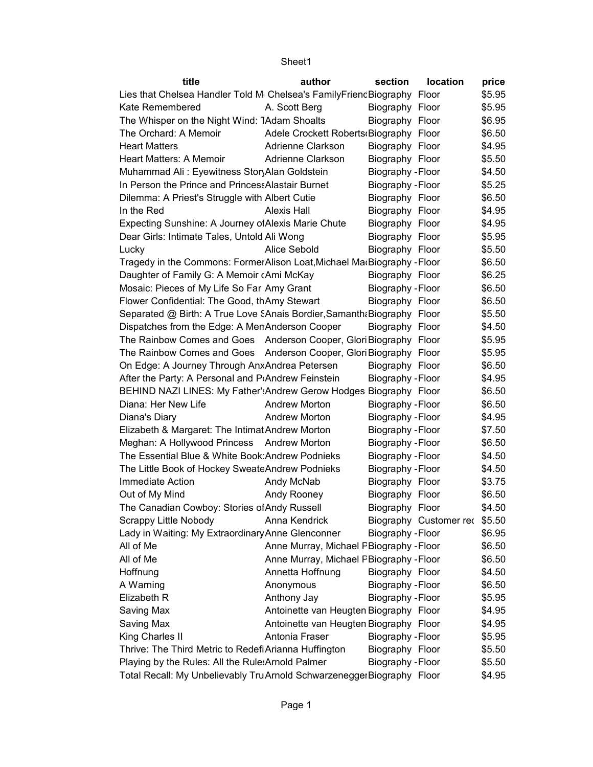| title | author | section | location | price |
|---|---|---|---|---|
| Lies that Chelsea Handler Told M | Chelsea's FamilyFriend | Biography | Floor | $5.95 |
| Kate Remembered | A. Scott Berg | Biography | Floor | $5.95 |
| The Whisper on the Night Wind: T | Adam Shoalts | Biography | Floor | $6.95 |
| The Orchard: A Memoir | Adele Crockett Roberts | Biography | Floor | $6.50 |
| Heart Matters | Adrienne Clarkson | Biography | Floor | $4.95 |
| Heart Matters: A Memoir | Adrienne Clarkson | Biography | Floor | $5.50 |
| Muhammad Ali : Eyewitness Story | Alan Goldstein | Biography - | Floor | $4.50 |
| In Person the Prince and Princess | Alastair Burnet | Biography - | Floor | $5.25 |
| Dilemma: A Priest's Struggle with | Albert Cutie | Biography | Floor | $6.50 |
| In the Red | Alexis Hall | Biography | Floor | $4.95 |
| Expecting Sunshine: A Journey of | Alexis Marie Chute | Biography | Floor | $4.95 |
| Dear Girls: Intimate Tales, Untold | Ali Wong | Biography | Floor | $5.95 |
| Lucky | Alice Sebold | Biography | Floor | $5.50 |
| Tragedy in the Commons: Former | Alison Loat,Michael Ma | Biography - | Floor | $6.50 |
| Daughter of Family G: A Memoir c | Ami McKay | Biography | Floor | $6.25 |
| Mosaic: Pieces of My Life So Far | Amy Grant | Biography - | Floor | $6.50 |
| Flower Confidential: The Good, th | Amy Stewart | Biography | Floor | $6.50 |
| Separated @ Birth: A True Love S | Anais Bordier,Samantha | Biography | Floor | $5.50 |
| Dispatches from the Edge: A Mem | Anderson Cooper | Biography | Floor | $4.50 |
| The Rainbow Comes and Goes | Anderson Cooper, Glori | Biography | Floor | $5.95 |
| The Rainbow Comes and Goes | Anderson Cooper, Glori | Biography | Floor | $5.95 |
| On Edge: A Journey Through Anx | Andrea Petersen | Biography | Floor | $6.50 |
| After the Party: A Personal and P | Andrew Feinstein | Biography - | Floor | $4.95 |
| BEHIND NAZI LINES: My Father's | Andrew Gerow Hodges | Biography | Floor | $6.50 |
| Diana: Her New Life | Andrew Morton | Biography - | Floor | $6.50 |
| Diana's Diary | Andrew Morton | Biography - | Floor | $4.95 |
| Elizabeth & Margaret: The Intimat | Andrew Morton | Biography - | Floor | $7.50 |
| Meghan: A Hollywood Princess | Andrew Morton | Biography - | Floor | $6.50 |
| The Essential Blue & White Book: | Andrew Podnieks | Biography - | Floor | $4.50 |
| The Little Book of Hockey Sweate | Andrew Podnieks | Biography - | Floor | $4.50 |
| Immediate Action | Andy McNab | Biography | Floor | $3.75 |
| Out of My Mind | Andy Rooney | Biography | Floor | $6.50 |
| The Canadian Cowboy: Stories of | Andy Russell | Biography | Floor | $4.50 |
| Scrappy Little Nobody | Anna Kendrick | Biography | Customer rec | $5.50 |
| Lady in Waiting: My Extraordinary | Anne Glenconner | Biography - | Floor | $6.95 |
| All of Me | Anne Murray, Michael F | Biography - | Floor | $6.50 |
| All of Me | Anne Murray, Michael F | Biography - | Floor | $6.50 |
| Hoffnung | Annetta Hoffnung | Biography | Floor | $4.50 |
| A Warning | Anonymous | Biography - | Floor | $6.50 |
| Elizabeth R | Anthony Jay | Biography - | Floor | $5.95 |
| Saving Max | Antoinette van Heugten | Biography | Floor | $4.95 |
| Saving Max | Antoinette van Heugten | Biography | Floor | $4.95 |
| King Charles II | Antonia Fraser | Biography - | Floor | $5.95 |
| Thrive: The Third Metric to Redefi | Arianna Huffington | Biography | Floor | $5.50 |
| Playing by the Rules: All the Rule | Arnold Palmer | Biography - | Floor | $5.50 |
| Total Recall: My Unbelievably Tru | Arnold Schwarzenegger | Biography | Floor | $4.95 |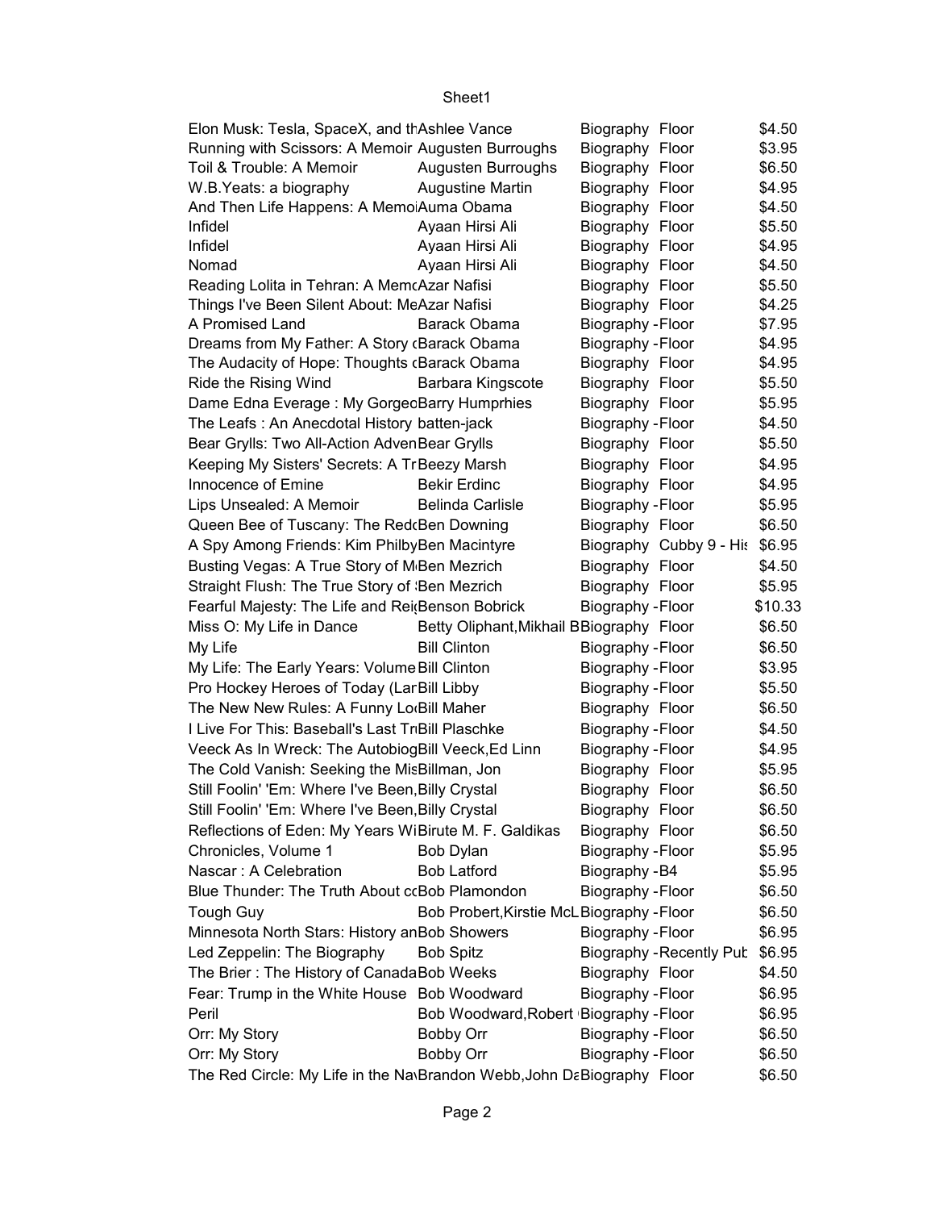| | | | |
|---|---|---|---|
| Elon Musk: Tesla, SpaceX, and th | Ashlee Vance | Biography Floor | $4.50 |
| Running with Scissors: A Memoir | Augusten Burroughs | Biography Floor | $3.95 |
| Toil & Trouble: A Memoir | Augusten Burroughs | Biography Floor | $6.50 |
| W.B.Yeats: a biography | Augustine Martin | Biography Floor | $4.95 |
| And Then Life Happens: A Memo | Auma Obama | Biography Floor | $4.50 |
| Infidel | Ayaan Hirsi Ali | Biography Floor | $5.50 |
| Infidel | Ayaan Hirsi Ali | Biography Floor | $4.95 |
| Nomad | Ayaan Hirsi Ali | Biography Floor | $4.50 |
| Reading Lolita in Tehran: A Mem | Azar Nafisi | Biography Floor | $5.50 |
| Things I've Been Silent About: Me | Azar Nafisi | Biography Floor | $4.25 |
| A Promised Land | Barack Obama | Biography -Floor | $7.95 |
| Dreams from My Father: A Story ( | Barack Obama | Biography -Floor | $4.95 |
| The Audacity of Hope: Thoughts ( | Barack Obama | Biography Floor | $4.95 |
| Ride the Rising Wind | Barbara Kingscote | Biography Floor | $5.50 |
| Dame Edna Everage : My Gorgeo | Barry Humprhies | Biography Floor | $5.95 |
| The Leafs : An Anecdotal History | batten-jack | Biography -Floor | $4.50 |
| Bear Grylls: Two All-Action Adven | Bear Grylls | Biography Floor | $5.50 |
| Keeping My Sisters' Secrets: A Tr | Beezy Marsh | Biography Floor | $4.95 |
| Innocence of Emine | Bekir Erdinc | Biography Floor | $4.95 |
| Lips Unsealed: A Memoir | Belinda Carlisle | Biography -Floor | $5.95 |
| Queen Bee of Tuscany: The Red | Ben Downing | Biography Floor | $6.50 |
| A Spy Among Friends: Kim Philby | Ben Macintyre | Biography Cubby 9 - His | $6.95 |
| Busting Vegas: A True Story of M | Ben Mezrich | Biography Floor | $4.50 |
| Straight Flush: The True Story of | Ben Mezrich | Biography Floor | $5.95 |
| Fearful Majesty: The Life and Rei | Benson Bobrick | Biography -Floor | $10.33 |
| Miss O: My Life in Dance | Betty Oliphant,Mikhail B | Biography Floor | $6.50 |
| My Life | Bill Clinton | Biography -Floor | $6.50 |
| My Life: The Early Years: Volume | Bill Clinton | Biography -Floor | $3.95 |
| Pro Hockey Heroes of Today (Lar | Bill Libby | Biography -Floor | $5.50 |
| The New New Rules: A Funny Lo | Bill Maher | Biography Floor | $6.50 |
| I Live For This: Baseball's Last Tr | Bill Plaschke | Biography -Floor | $4.50 |
| Veeck As In Wreck: The Autobiog | Bill Veeck,Ed Linn | Biography -Floor | $4.95 |
| The Cold Vanish: Seeking the Mis | Billman, Jon | Biography Floor | $5.95 |
| Still Foolin' 'Em: Where I've Been, | Billy Crystal | Biography Floor | $6.50 |
| Still Foolin' 'Em: Where I've Been, | Billy Crystal | Biography Floor | $6.50 |
| Reflections of Eden: My Years Wi | Birute M. F. Galdikas | Biography Floor | $6.50 |
| Chronicles, Volume 1 | Bob Dylan | Biography -Floor | $5.95 |
| Nascar : A Celebration | Bob Latford | Biography -B4 | $5.95 |
| Blue Thunder: The Truth About co | Bob Plamondon | Biography -Floor | $6.50 |
| Tough Guy | Bob Probert,Kirstie McL | Biography -Floor | $6.50 |
| Minnesota North Stars: History an | Bob Showers | Biography -Floor | $6.95 |
| Led Zeppelin: The Biography | Bob Spitz | Biography -Recently Put | $6.95 |
| The Brier : The History of Canada | Bob Weeks | Biography Floor | $4.50 |
| Fear: Trump in the White House | Bob Woodward | Biography -Floor | $6.95 |
| Peril | Bob Woodward,Robert | Biography -Floor | $6.95 |
| Orr: My Story | Bobby Orr | Biography -Floor | $6.50 |
| Orr: My Story | Bobby Orr | Biography -Floor | $6.50 |
| The Red Circle: My Life in the Na | Brandon Webb,John Da | Biography Floor | $6.50 |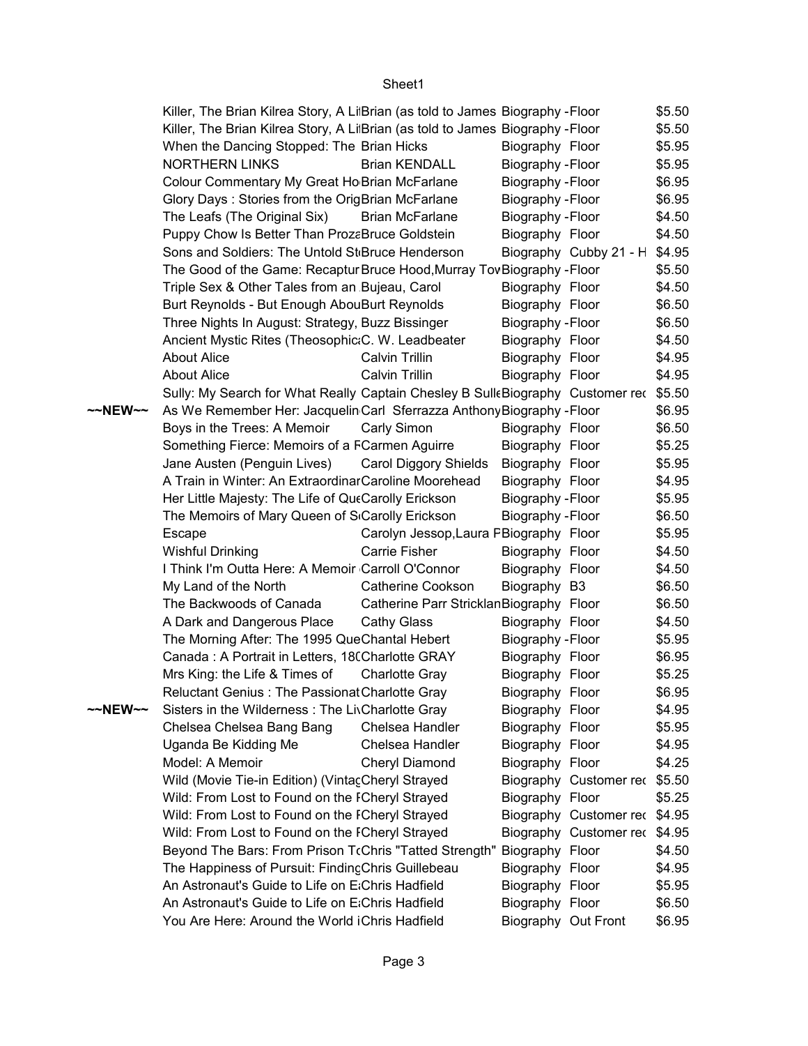Sheet1

| | | | | | |
|---|---|---|---|---|---|
| | Killer, The Brian Kilrea Story, A Li | Brian (as told to James | Biography - | Floor | $5.50 |
| | Killer, The Brian Kilrea Story, A Li | Brian (as told to James | Biography - | Floor | $5.50 |
| | When the Dancing Stopped: The | Brian Hicks | Biography | Floor | $5.95 |
| | NORTHERN LINKS | Brian KENDALL | Biography - | Floor | $5.95 |
| | Colour Commentary My Great Ho | Brian McFarlane | Biography - | Floor | $6.95 |
| | Glory Days : Stories from the Orig | Brian McFarlane | Biography - | Floor | $6.95 |
| | The Leafs (The Original Six) | Brian McFarlane | Biography - | Floor | $4.50 |
| | Puppy Chow Is Better Than Proza | Bruce Goldstein | Biography | Floor | $4.50 |
| | Sons and Soldiers: The Untold St | Bruce Henderson | Biography | Cubby 21 - H | $4.95 |
| | The Good of the Game: Recaptur | Bruce Hood,Murray Tov | Biography - | Floor | $5.50 |
| | Triple Sex & Other Tales from an | Bujeau, Carol | Biography | Floor | $4.50 |
| | Burt Reynolds - But Enough Abou | Burt Reynolds | Biography | Floor | $6.50 |
| | Three Nights In August: Strategy, | Buzz Bissinger | Biography - | Floor | $6.50 |
| | Ancient Mystic Rites (Theosophic | C. W. Leadbeater | Biography | Floor | $4.50 |
| | About Alice | Calvin Trillin | Biography | Floor | $4.95 |
| | About Alice | Calvin Trillin | Biography | Floor | $4.95 |
| | Sully: My Search for What Really | Captain Chesley B Sulle | Biography | Customer rec | $5.50 |
| ~~NEW~~ | As We Remember Her: Jacquelin | Carl Sferrazza Anthony | Biography - | Floor | $6.95 |
| | Boys in the Trees: A Memoir | Carly Simon | Biography | Floor | $6.50 |
| | Something Fierce: Memoirs of a F | Carmen Aguirre | Biography | Floor | $5.25 |
| | Jane Austen (Penguin Lives) | Carol Diggory Shields | Biography | Floor | $5.95 |
| | A Train in Winter: An Extraordinar | Caroline Moorehead | Biography | Floor | $4.95 |
| | Her Little Majesty: The Life of Que | Carolly Erickson | Biography - | Floor | $5.95 |
| | The Memoirs of Mary Queen of S | Carolly Erickson | Biography - | Floor | $6.50 |
| | Escape | Carolyn Jessop,Laura P | Biography | Floor | $5.95 |
| | Wishful Drinking | Carrie Fisher | Biography | Floor | $4.50 |
| | I Think I'm Outta Here: A Memoir | Carroll O'Connor | Biography | Floor | $4.50 |
| | My Land of the North | Catherine Cookson | Biography | B3 | $6.50 |
| | The Backwoods of Canada | Catherine Parr Stricklan | Biography | Floor | $6.50 |
| | A Dark and Dangerous Place | Cathy Glass | Biography | Floor | $4.50 |
| | The Morning After: The 1995 Que | Chantal Hebert | Biography - | Floor | $5.95 |
| | Canada : A Portrait in Letters, 18( | Charlotte GRAY | Biography | Floor | $6.95 |
| | Mrs King: the Life & Times of | Charlotte Gray | Biography | Floor | $5.25 |
| | Reluctant Genius : The Passionat | Charlotte Gray | Biography | Floor | $6.95 |
| ~~NEW~~ | Sisters in the Wilderness : The Li | Charlotte Gray | Biography | Floor | $4.95 |
| | Chelsea Chelsea Bang Bang | Chelsea Handler | Biography | Floor | $5.95 |
| | Uganda Be Kidding Me | Chelsea Handler | Biography | Floor | $4.95 |
| | Model: A Memoir | Cheryl Diamond | Biography | Floor | $4.25 |
| | Wild (Movie Tie-in Edition) (Vintag | Cheryl Strayed | Biography | Customer rec | $5.50 |
| | Wild: From Lost to Found on the F | Cheryl Strayed | Biography | Floor | $5.25 |
| | Wild: From Lost to Found on the F | Cheryl Strayed | Biography | Customer rec | $4.95 |
| | Wild: From Lost to Found on the F | Cheryl Strayed | Biography | Customer rec | $4.95 |
| | Beyond The Bars: From Prison To | Chris "Tatted Strength" | Biography | Floor | $4.50 |
| | The Happiness of Pursuit: Finding | Chris Guillebeau | Biography | Floor | $4.95 |
| | An Astronaut's Guide to Life on E | Chris Hadfield | Biography | Floor | $5.95 |
| | An Astronaut's Guide to Life on E | Chris Hadfield | Biography | Floor | $6.50 |
| | You Are Here: Around the World i | Chris Hadfield | Biography | Out Front | $6.95 |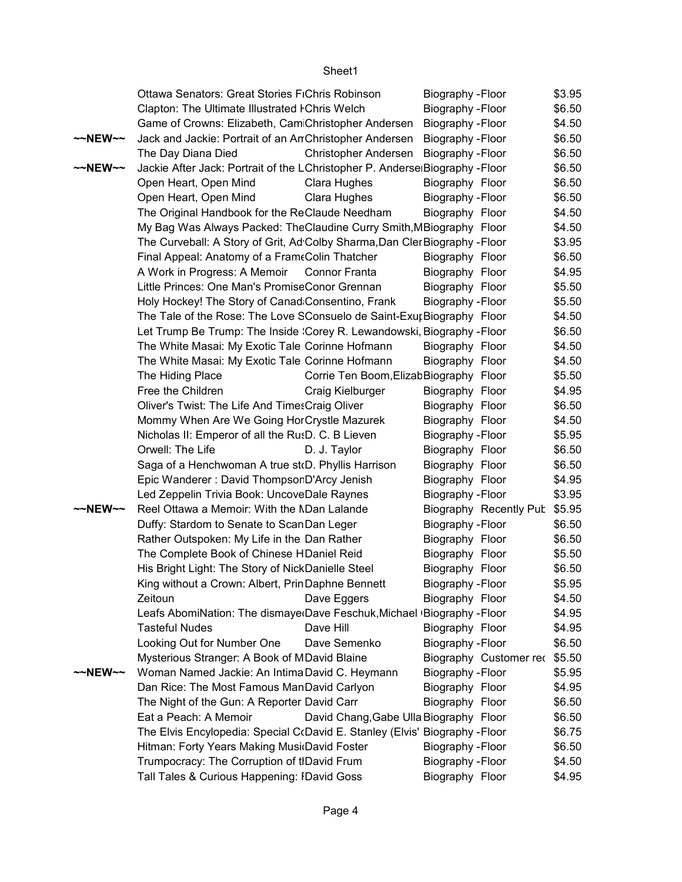| | | | | |
|---|---|---|---|---|
| | Ottawa Senators: Great Stories Fı | Chris Robinson | Biography -Floor | $3.95 |
| | Clapton: The Ultimate Illustrated I | Chris Welch | Biography -Floor | $6.50 |
| | Game of Crowns: Elizabeth, Cam | Christopher Andersen | Biography -Floor | $4.50 |
| ~~NEW~~ | Jack and Jackie: Portrait of an Am | Christopher Andersen | Biography -Floor | $6.50 |
| | The Day Diana Died | Christopher Andersen | Biography -Floor | $6.50 |
| ~~NEW~~ | Jackie After Jack: Portrait of the L | Christopher P. Anderse | Biography -Floor | $6.50 |
| | Open Heart, Open Mind | Clara Hughes | Biography Floor | $6.50 |
| | Open Heart, Open Mind | Clara Hughes | Biography -Floor | $6.50 |
| | The Original Handbook for the Re | Claude Needham | Biography Floor | $4.50 |
| | My Bag Was Always Packed: The | Claudine Curry Smith,M | Biography Floor | $4.50 |
| | The Curveball: A Story of Grit, Ad | Colby Sharma,Dan Cler | Biography -Floor | $3.95 |
| | Final Appeal: Anatomy of a Frame | Colin Thatcher | Biography Floor | $6.50 |
| | A Work in Progress: A Memoir | Connor Franta | Biography Floor | $4.95 |
| | Little Princes: One Man's Promise | Conor Grennan | Biography Floor | $5.50 |
| | Holy Hockey! The Story of Canad | Consentino, Frank | Biography -Floor | $5.50 |
| | The Tale of the Rose: The Love S | Consuelo de Saint-Exup | Biography Floor | $4.50 |
| | Let Trump Be Trump: The Inside | Corey R. Lewandowski, | Biography -Floor | $6.50 |
| | The White Masai: My Exotic Tale | Corinne Hofmann | Biography Floor | $4.50 |
| | The White Masai: My Exotic Tale | Corinne Hofmann | Biography Floor | $4.50 |
| | The Hiding Place | Corrie Ten Boom,Elizab | Biography Floor | $5.50 |
| | Free the Children | Craig Kielburger | Biography Floor | $4.95 |
| | Oliver's Twist: The Life And Times | Craig Oliver | Biography Floor | $6.50 |
| | Mommy When Are We Going Hor | Crystle Mazurek | Biography Floor | $4.50 |
| | Nicholas II: Emperor of all the Rus | D. C. B Lieven | Biography -Floor | $5.95 |
| | Orwell: The Life | D. J. Taylor | Biography Floor | $6.50 |
| | Saga of a Henchwoman A true st | D. Phyllis Harrison | Biography Floor | $6.50 |
| | Epic Wanderer : David Thompson | D'Arcy Jenish | Biography Floor | $4.95 |
| | Led Zeppelin Trivia Book: Uncove | Dale Raynes | Biography -Floor | $3.95 |
| ~~NEW~~ | Reel Ottawa a Memoir: With the M | Dan Lalande | Biography Recently Pub | $5.95 |
| | Duffy: Stardom to Senate to Scan | Dan Leger | Biography -Floor | $6.50 |
| | Rather Outspoken: My Life in the | Dan Rather | Biography Floor | $6.50 |
| | The Complete Book of Chinese H | Daniel Reid | Biography Floor | $5.50 |
| | His Bright Light: The Story of Nick | Danielle Steel | Biography Floor | $6.50 |
| | King without a Crown: Albert, Prin | Daphne Bennett | Biography -Floor | $5.95 |
| | Zeitoun | Dave Eggers | Biography Floor | $4.50 |
| | Leafs AbomiNation: The dismaye | Dave Feschuk,Michael | Biography -Floor | $4.95 |
| | Tasteful Nudes | Dave Hill | Biography Floor | $4.95 |
| | Looking Out for Number One | Dave Semenko | Biography -Floor | $6.50 |
| | Mysterious Stranger: A Book of M | David Blaine | Biography Customer rec | $5.50 |
| ~~NEW~~ | Woman Named Jackie: An Intima | David C. Heymann | Biography -Floor | $5.95 |
| | Dan Rice: The Most Famous Man | David Carlyon | Biography Floor | $4.95 |
| | The Night of the Gun: A Reporter | David Carr | Biography Floor | $6.50 |
| | Eat a Peach: A Memoir | David Chang,Gabe Ulla | Biography Floor | $6.50 |
| | The Elvis Encyclopedia: Special C | David E. Stanley (Elvis' | Biography -Floor | $6.75 |
| | Hitman: Forty Years Making Musi | David Foster | Biography -Floor | $6.50 |
| | Trumpocracy: The Corruption of t | David Frum | Biography -Floor | $4.50 |
| | Tall Tales & Curious Happening: | David Goss | Biography Floor | $4.95 |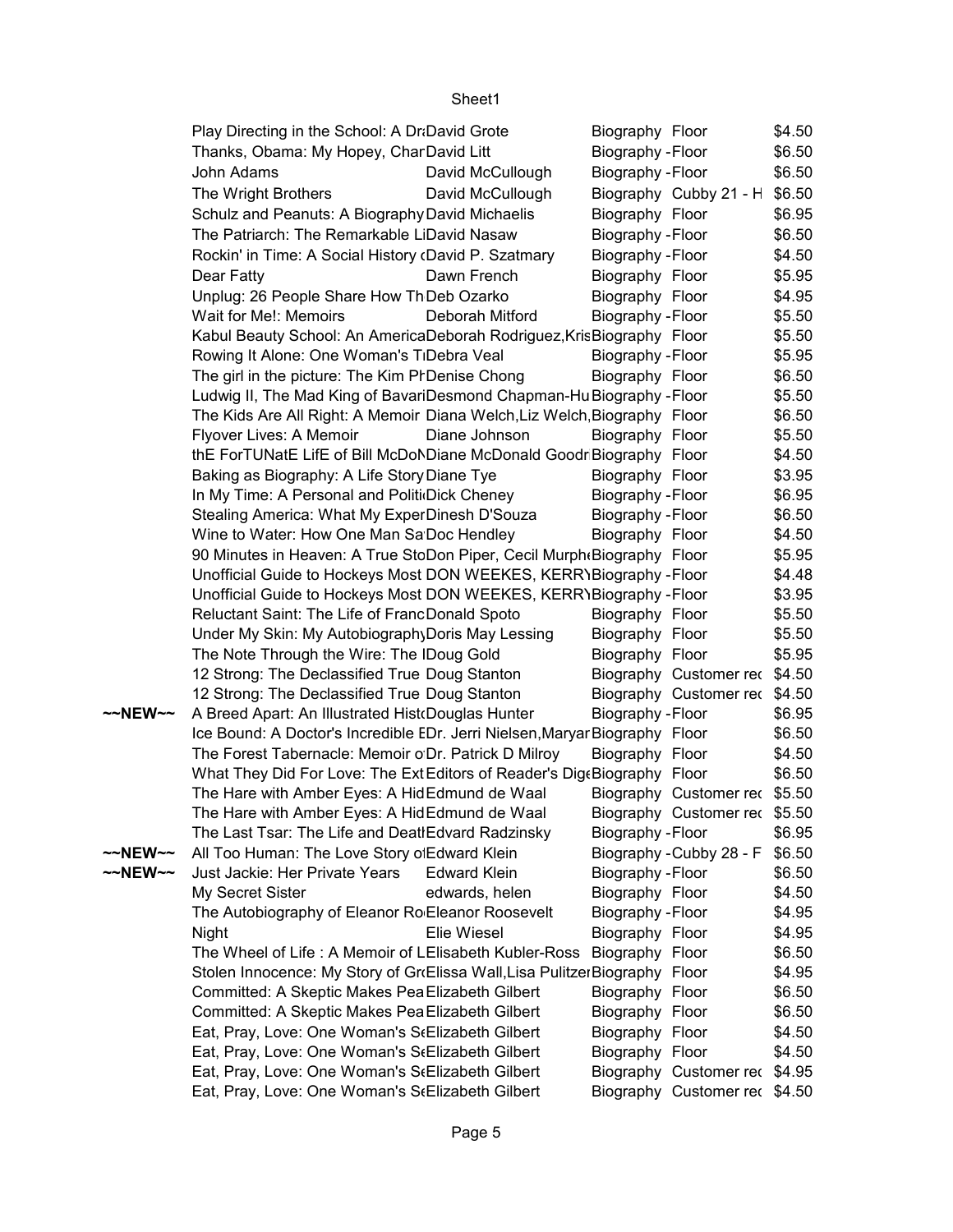| | | | | | |
|---|---|---|---|---|---|
| | Play Directing in the School: A Dra | David Grote | Biography | Floor | $4.50 |
| | Thanks, Obama: My Hopey, Char | David Litt | Biography | -Floor | $6.50 |
| | John Adams | David McCullough | Biography | -Floor | $6.50 |
| | The Wright Brothers | David McCullough | Biography | Cubby 21 - H | $6.50 |
| | Schulz and Peanuts: A Biography | David Michaelis | Biography | Floor | $6.95 |
| | The Patriarch: The Remarkable Li | David Nasaw | Biography | -Floor | $6.50 |
| | Rockin' in Time: A Social History ( | David P. Szatmary | Biography | -Floor | $4.50 |
| | Dear Fatty | Dawn French | Biography | Floor | $5.95 |
| | Unplug: 26 People Share How Th | Deb Ozarko | Biography | Floor | $4.95 |
| | Wait for Me!: Memoirs | Deborah Mitford | Biography | -Floor | $5.50 |
| | Kabul Beauty School: An America | Deborah Rodriguez,Kris | Biography | Floor | $5.50 |
| | Rowing It Alone: One Woman's T | Debra Veal | Biography | -Floor | $5.95 |
| | The girl in the picture: The Kim Ph | Denise Chong | Biography | Floor | $6.50 |
| | Ludwig II, The Mad King of Bavari | Desmond Chapman-Hu | Biography | -Floor | $5.50 |
| | The Kids Are All Right: A Memoir | Diana Welch,Liz Welch, | Biography | Floor | $6.50 |
| | Flyover Lives: A Memoir | Diane Johnson | Biography | Floor | $5.50 |
| | thE ForTUNatE LifE of Bill McDoN | Diane McDonald Goodr | Biography | Floor | $4.50 |
| | Baking as Biography: A Life Story | Diane Tye | Biography | Floor | $3.95 |
| | In My Time: A Personal and Politi | Dick Cheney | Biography | -Floor | $6.95 |
| | Stealing America: What My Exper | Dinesh D'Souza | Biography | -Floor | $6.50 |
| | Wine to Water: How One Man Sa | Doc Hendley | Biography | Floor | $4.50 |
| | 90 Minutes in Heaven: A True Sto | Don Piper, Cecil Murph | Biography | Floor | $5.95 |
| | Unofficial Guide to Hockeys Most | DON WEEKES, KERRY | Biography | -Floor | $4.48 |
| | Unofficial Guide to Hockeys Most | DON WEEKES, KERRY | Biography | -Floor | $3.95 |
| | Reluctant Saint: The Life of Franc | Donald Spoto | Biography | Floor | $5.50 |
| | Under My Skin: My Autobiography | Doris May Lessing | Biography | Floor | $5.50 |
| | The Note Through the Wire: The I | Doug Gold | Biography | Floor | $5.95 |
| | 12 Strong: The Declassified True | Doug Stanton | Biography | Customer rec | $4.50 |
| | 12 Strong: The Declassified True | Doug Stanton | Biography | Customer rec | $4.50 |
| ~~NEW~~ | A Breed Apart: An Illustrated Hist | Douglas Hunter | Biography | -Floor | $6.95 |
| | Ice Bound: A Doctor's Incredible E | Dr. Jerri Nielsen,Maryar | Biography | Floor | $6.50 |
| | The Forest Tabernacle: Memoir o | Dr. Patrick D Milroy | Biography | Floor | $4.50 |
| | What They Did For Love: The Ext | Editors of Reader's Dige | Biography | Floor | $6.50 |
| | The Hare with Amber Eyes: A Hid | Edmund de Waal | Biography | Customer rec | $5.50 |
| | The Hare with Amber Eyes: A Hid | Edmund de Waal | Biography | Customer rec | $5.50 |
| | The Last Tsar: The Life and Death | Edvard Radzinsky | Biography | -Floor | $6.95 |
| ~~NEW~~ | All Too Human: The Love Story of | Edward Klein | Biography | -Cubby 28 - F | $6.50 |
| ~~NEW~~ | Just Jackie: Her Private Years | Edward Klein | Biography | -Floor | $6.50 |
| | My Secret Sister | edwards, helen | Biography | Floor | $4.50 |
| | The Autobiography of Eleanor Ro | Eleanor Roosevelt | Biography | -Floor | $4.95 |
| | Night | Elie Wiesel | Biography | Floor | $4.95 |
| | The Wheel of Life : A Memoir of L | Elisabeth Kubler-Ross | Biography | Floor | $6.50 |
| | Stolen Innocence: My Story of Gr | Elissa Wall,Lisa Pulitzer | Biography | Floor | $4.95 |
| | Committed: A Skeptic Makes Pea | Elizabeth Gilbert | Biography | Floor | $6.50 |
| | Committed: A Skeptic Makes Pea | Elizabeth Gilbert | Biography | Floor | $6.50 |
| | Eat, Pray, Love: One Woman's Se | Elizabeth Gilbert | Biography | Floor | $4.50 |
| | Eat, Pray, Love: One Woman's Se | Elizabeth Gilbert | Biography | Floor | $4.50 |
| | Eat, Pray, Love: One Woman's Se | Elizabeth Gilbert | Biography | Customer rec | $4.95 |
| | Eat, Pray, Love: One Woman's Se | Elizabeth Gilbert | Biography | Customer rec | $4.50 |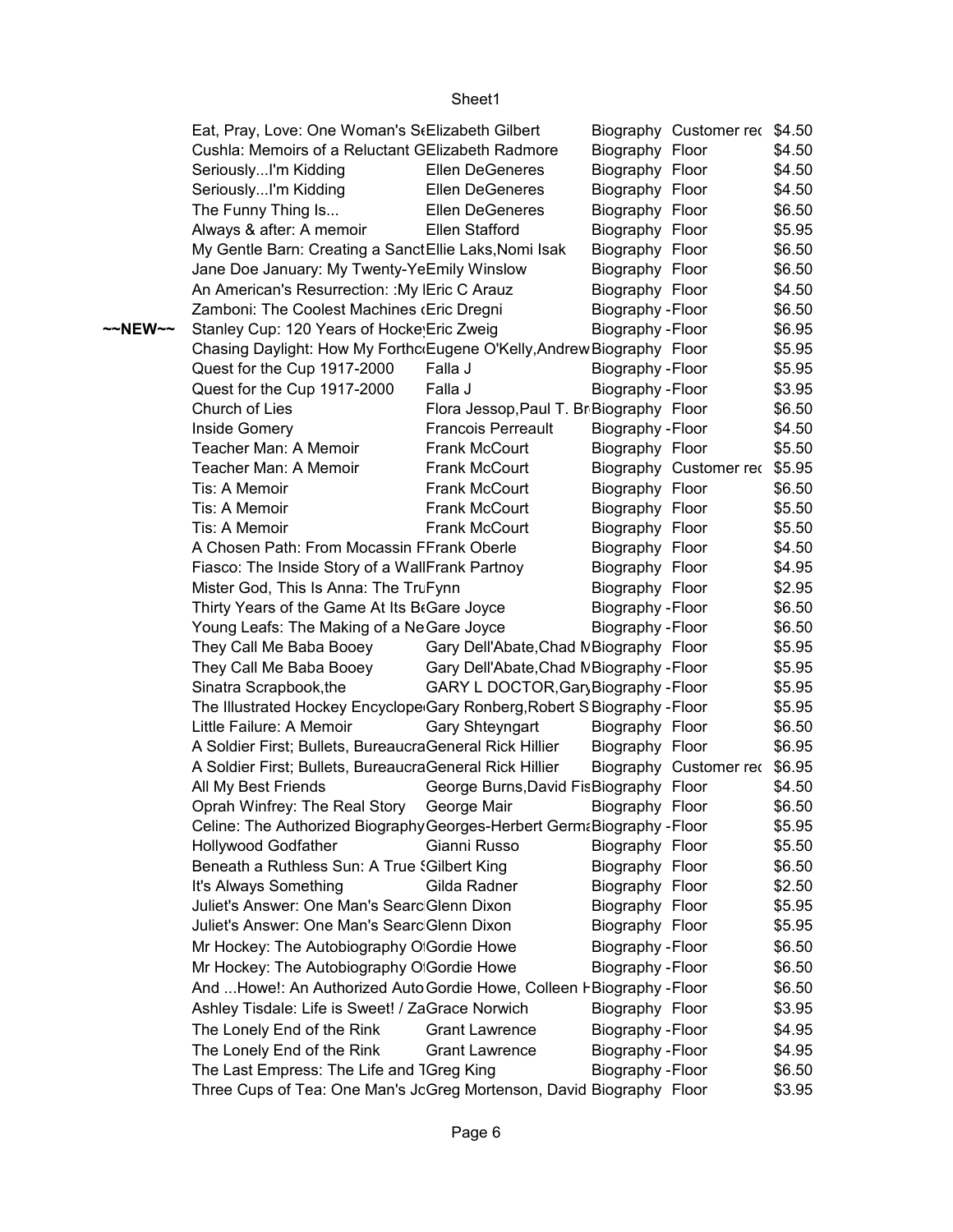| | | | | | |
|---|---|---|---|---|---|
| | Eat, Pray, Love: One Woman's Se | Elizabeth Gilbert | Biography | Customer rec | $4.50 |
| | Cushla: Memoirs of a Reluctant G | Elizabeth Radmore | Biography | Floor | $4.50 |
| | Seriously...I'm Kidding | Ellen DeGeneres | Biography | Floor | $4.50 |
| | Seriously...I'm Kidding | Ellen DeGeneres | Biography | Floor | $4.50 |
| | The Funny Thing Is... | Ellen DeGeneres | Biography | Floor | $6.50 |
| | Always & after: A memoir | Ellen Stafford | Biography | Floor | $5.95 |
| | My Gentle Barn: Creating a Sanct | Ellie Laks,Nomi Isak | Biography | Floor | $6.50 |
| | Jane Doe January: My Twenty-Ye | Emily Winslow | Biography | Floor | $6.50 |
| | An American's Resurrection: :My l | Eric C Arauz | Biography | Floor | $4.50 |
| | Zamboni: The Coolest Machines ( | Eric Dregni | Biography - | Floor | $6.50 |
| ~~NEW~~ | Stanley Cup: 120 Years of Hockey | Eric Zweig | Biography - | Floor | $6.95 |
| | Chasing Daylight: How My Forthc | Eugene O'Kelly,Andrew | Biography | Floor | $5.95 |
| | Quest for the Cup 1917-2000 | Falla J | Biography - | Floor | $5.95 |
| | Quest for the Cup 1917-2000 | Falla J | Biography - | Floor | $3.95 |
| | Church of Lies | Flora Jessop,Paul T. Br | Biography | Floor | $6.50 |
| | Inside Gomery | Francois Perreault | Biography - | Floor | $4.50 |
| | Teacher Man: A Memoir | Frank McCourt | Biography | Floor | $5.50 |
| | Teacher Man: A Memoir | Frank McCourt | Biography | Customer rec | $5.95 |
| | Tis: A Memoir | Frank McCourt | Biography | Floor | $6.50 |
| | Tis: A Memoir | Frank McCourt | Biography | Floor | $5.50 |
| | Tis: A Memoir | Frank McCourt | Biography | Floor | $5.50 |
| | A Chosen Path: From Mocassin F | Frank Oberle | Biography | Floor | $4.50 |
| | Fiasco: The Inside Story of a Wall | Frank Partnoy | Biography | Floor | $4.95 |
| | Mister God, This Is Anna: The Tru | Fynn | Biography | Floor | $2.95 |
| | Thirty Years of the Game At Its Be | Gare Joyce | Biography - | Floor | $6.50 |
| | Young Leafs: The Making of a Ne | Gare Joyce | Biography - | Floor | $6.50 |
| | They Call Me Baba Booey | Gary Dell'Abate,Chad M | Biography | Floor | $5.95 |
| | They Call Me Baba Booey | Gary Dell'Abate,Chad M | Biography - | Floor | $5.95 |
| | Sinatra Scrapbook,the | GARY L DOCTOR,Gary | Biography - | Floor | $5.95 |
| | The Illustrated Hockey Encyclope | Gary Ronberg,Robert S | Biography - | Floor | $5.95 |
| | Little Failure: A Memoir | Gary Shteyngart | Biography | Floor | $6.50 |
| | A Soldier First; Bullets, Bureaucra | General Rick Hillier | Biography | Floor | $6.95 |
| | A Soldier First; Bullets, Bureaucra | General Rick Hillier | Biography | Customer rec | $6.95 |
| | All My Best Friends | George Burns,David Fis | Biography | Floor | $4.50 |
| | Oprah Winfrey: The Real Story | George Mair | Biography | Floor | $6.50 |
| | Celine: The Authorized Biography | Georges-Herbert Germa | Biography - | Floor | $5.95 |
| | Hollywood Godfather | Gianni Russo | Biography | Floor | $5.50 |
| | Beneath a Ruthless Sun: A True S | Gilbert King | Biography | Floor | $6.50 |
| | It's Always Something | Gilda Radner | Biography | Floor | $2.50 |
| | Juliet's Answer: One Man's Searc | Glenn Dixon | Biography | Floor | $5.95 |
| | Juliet's Answer: One Man's Searc | Glenn Dixon | Biography | Floor | $5.95 |
| | Mr Hockey: The Autobiography O | Gordie Howe | Biography - | Floor | $6.50 |
| | Mr Hockey: The Autobiography O | Gordie Howe | Biography - | Floor | $6.50 |
| | And ...Howe!: An Authorized Auto | Gordie Howe, Colleen H | Biography - | Floor | $6.50 |
| | Ashley Tisdale: Life is Sweet! / Za | Grace Norwich | Biography | Floor | $3.95 |
| | The Lonely End of the Rink | Grant Lawrence | Biography - | Floor | $4.95 |
| | The Lonely End of the Rink | Grant Lawrence | Biography - | Floor | $4.95 |
| | The Last Empress: The Life and T | Greg King | Biography - | Floor | $6.50 |
| | Three Cups of Tea: One Man's Jo | Greg Mortenson, David | Biography | Floor | $3.95 |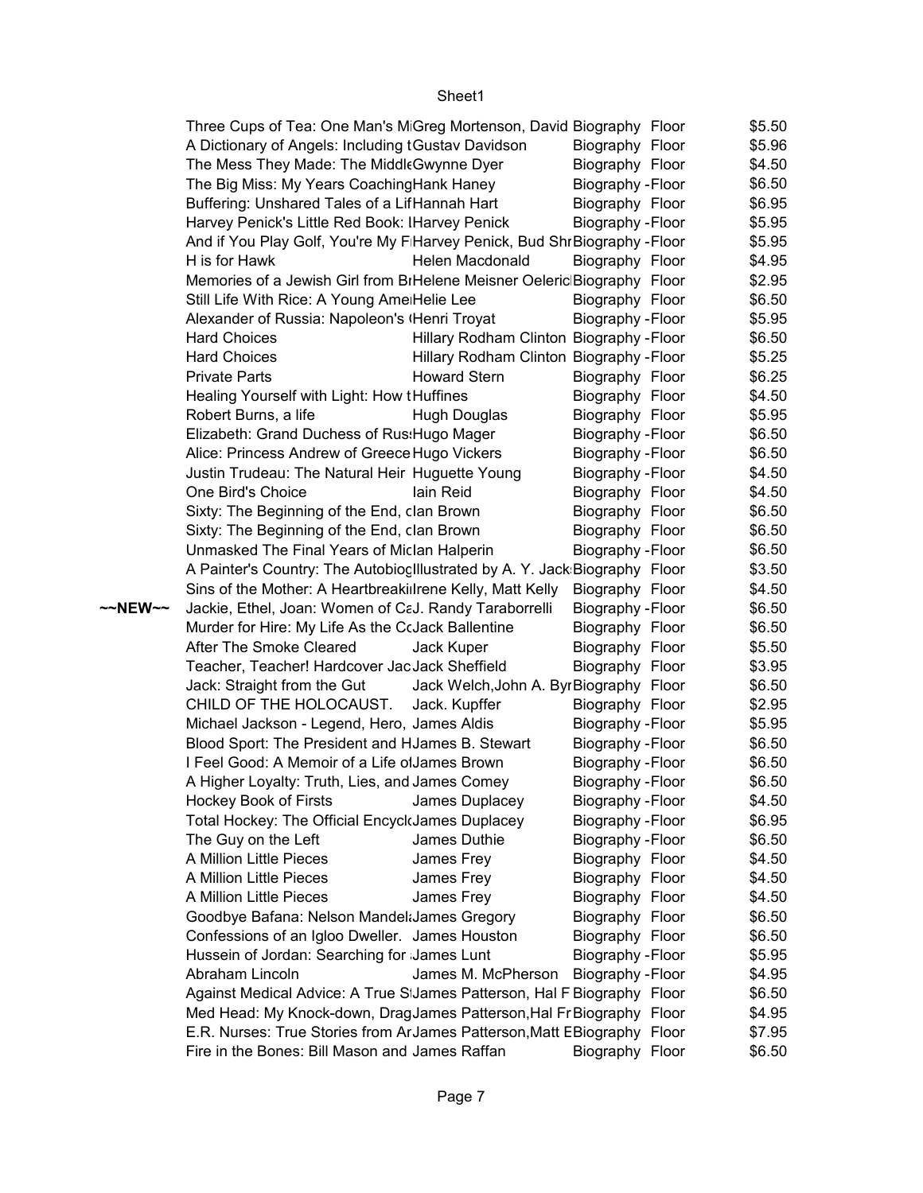| | | | | |
|---|---|---|---|---|
| | Three Cups of Tea: One Man's MiGreg Mortenson, David | | Biography Floor | $5.50 |
| | A Dictionary of Angels: Including tGustav Davidson | | Biography Floor | $5.96 |
| | The Mess They Made: The MiddleGwynne Dyer | | Biography Floor | $4.50 |
| | The Big Miss: My Years CoachingHank Haney | | Biography -Floor | $6.50 |
| | Buffering: Unshared Tales of a LifHannah Hart | | Biography Floor | $6.95 |
| | Harvey Penick's Little Red Book: lHarvey Penick | | Biography -Floor | $5.95 |
| | And if You Play Golf, You're My FHarvey Penick, Bud ShrBiography -Floor | | | $5.95 |
| | H is for Hawk | Helen Macdonald | Biography Floor | $4.95 |
| | Memories of a Jewish Girl from BrHelene Meisner OelericBiography Floor | | | $2.95 |
| | Still Life With Rice: A Young AmeHelie Lee | | Biography Floor | $6.50 |
| | Alexander of Russia: Napoleon's (Henri Troyat | | Biography -Floor | $5.95 |
| | Hard Choices | Hillary Rodham Clinton | Biography -Floor | $6.50 |
| | Hard Choices | Hillary Rodham Clinton | Biography -Floor | $5.25 |
| | Private Parts | Howard Stern | Biography Floor | $6.25 |
| | Healing Yourself with Light: How tHuffines | | Biography Floor | $4.50 |
| | Robert Burns, a life | Hugh Douglas | Biography Floor | $5.95 |
| | Elizabeth: Grand Duchess of RussHugo Mager | | Biography -Floor | $6.50 |
| | Alice: Princess Andrew of Greece Hugo Vickers | | Biography -Floor | $6.50 |
| | Justin Trudeau: The Natural Heir Huguette Young | | Biography -Floor | $4.50 |
| | One Bird's Choice | Iain Reid | Biography Floor | $4.50 |
| | Sixty: The Beginning of the End, cIan Brown | | Biography Floor | $6.50 |
| | Sixty: The Beginning of the End, cIan Brown | | Biography Floor | $6.50 |
| | Unmasked The Final Years of MicIan Halperin | | Biography -Floor | $6.50 |
| | A Painter's Country: The AutobiogIllustrated by A. Y. JackBiography Floor | | | $3.50 |
| | Sins of the Mother: A HeartbreakiIrene Kelly, Matt Kelly | | Biography Floor | $4.50 |
| ~~NEW~~ | Jackie, Ethel, Joan: Women of CaJ. Randy Taraborrelli | | Biography -Floor | $6.50 |
| | Murder for Hire: My Life As the CcJack Ballentine | | Biography Floor | $6.50 |
| | After The Smoke Cleared | Jack Kuper | Biography Floor | $5.50 |
| | Teacher, Teacher! Hardcover JacJack Sheffield | | Biography Floor | $3.95 |
| | Jack: Straight from the Gut | Jack Welch,John A. ByrBiography Floor | | $6.50 |
| | CHILD OF THE HOLOCAUST. | Jack. Kupffer | Biography Floor | $2.95 |
| | Michael Jackson - Legend, Hero, James Aldis | | Biography -Floor | $5.95 |
| | Blood Sport: The President and HJames B. Stewart | | Biography -Floor | $6.50 |
| | I Feel Good: A Memoir of a Life oJames Brown | | Biography -Floor | $6.50 |
| | A Higher Loyalty: Truth, Lies, and James Comey | | Biography -Floor | $6.50 |
| | Hockey Book of Firsts | James Duplacey | Biography -Floor | $4.50 |
| | Total Hockey: The Official EncyclcJames Duplacey | | Biography -Floor | $6.95 |
| | The Guy on the Left | James Duthie | Biography -Floor | $6.50 |
| | A Million Little Pieces | James Frey | Biography Floor | $4.50 |
| | A Million Little Pieces | James Frey | Biography Floor | $4.50 |
| | A Million Little Pieces | James Frey | Biography Floor | $4.50 |
| | Goodbye Bafana: Nelson MandelaJames Gregory | | Biography Floor | $6.50 |
| | Confessions of an Igloo Dweller. James Houston | | Biography Floor | $6.50 |
| | Hussein of Jordan: Searching for James Lunt | | Biography -Floor | $5.95 |
| | Abraham Lincoln | James M. McPherson | Biography -Floor | $4.95 |
| | Against Medical Advice: A True StJames Patterson, Hal F Biography Floor | | | $6.50 |
| | Med Head: My Knock-down, DragJames Patterson,Hal FrBiography Floor | | | $4.95 |
| | E.R. Nurses: True Stories from ArJames Patterson,Matt EBiography Floor | | | $7.95 |
| | Fire in the Bones: Bill Mason and James Raffan | | Biography Floor | $6.50 |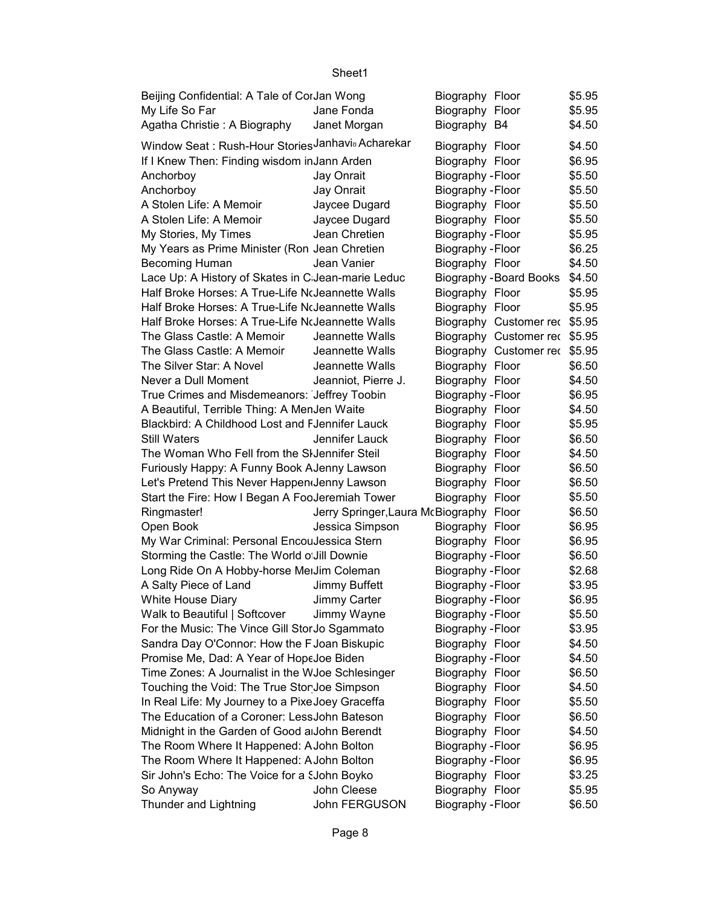| | | | | |
|---|---|---|---|---|
| Beijing Confidential: A Tale of Cor | Jan Wong | Biography | Floor | $5.95 |
| My Life So Far | Jane Fonda | Biography | Floor | $5.95 |
| Agatha Christie : A Biography | Janet Morgan | Biography | B4 | $4.50 |
| Window Seat : Rush-Hour Stories | Janhavi Acharekar | Biography | Floor | $4.50 |
| If I Knew Then: Finding wisdom in | Jann Arden | Biography | Floor | $6.95 |
| Anchorboy | Jay Onrait | Biography | -Floor | $5.50 |
| Anchorboy | Jay Onrait | Biography | -Floor | $5.50 |
| A Stolen Life: A Memoir | Jaycee Dugard | Biography | Floor | $5.50 |
| A Stolen Life: A Memoir | Jaycee Dugard | Biography | Floor | $5.50 |
| My Stories, My Times | Jean Chretien | Biography | -Floor | $5.95 |
| My Years as Prime Minister (Ron | Jean Chretien | Biography | -Floor | $6.25 |
| Becoming Human | Jean Vanier | Biography | Floor | $4.50 |
| Lace Up: A History of Skates in C | Jean-marie Leduc | Biography | -Board Books | $4.50 |
| Half Broke Horses: A True-Life N | Jeannette Walls | Biography | Floor | $5.95 |
| Half Broke Horses: A True-Life N | Jeannette Walls | Biography | Floor | $5.95 |
| Half Broke Horses: A True-Life N | Jeannette Walls | Biography | Customer rec | $5.95 |
| The Glass Castle: A Memoir | Jeannette Walls | Biography | Customer rec | $5.95 |
| The Glass Castle: A Memoir | Jeannette Walls | Biography | Customer rec | $5.95 |
| The Silver Star: A Novel | Jeannette Walls | Biography | Floor | $6.50 |
| Never a Dull Moment | Jeanniot, Pierre J. | Biography | Floor | $4.50 |
| True Crimes and Misdemeanors: | Jeffrey Toobin | Biography | -Floor | $6.95 |
| A Beautiful, Terrible Thing: A Men | Jen Waite | Biography | Floor | $4.50 |
| Blackbird: A Childhood Lost and F | Jennifer Lauck | Biography | Floor | $5.95 |
| Still Waters | Jennifer Lauck | Biography | Floor | $6.50 |
| The Woman Who Fell from the Sk | Jennifer Steil | Biography | Floor | $4.50 |
| Furiously Happy: A Funny Book A | Jenny Lawson | Biography | Floor | $6.50 |
| Let's Pretend This Never Happen | Jenny Lawson | Biography | Floor | $6.50 |
| Start the Fire: How I Began A Foo | Jeremiah Tower | Biography | Floor | $5.50 |
| Ringmaster! | Jerry Springer,Laura Mc | Biography | Floor | $6.50 |
| Open Book | Jessica Simpson | Biography | Floor | $6.95 |
| My War Criminal: Personal Encou | Jessica Stern | Biography | Floor | $6.95 |
| Storming the Castle: The World o | Jill Downie | Biography | -Floor | $6.50 |
| Long Ride On A Hobby-horse Me | Jim Coleman | Biography | -Floor | $2.68 |
| A Salty Piece of Land | Jimmy Buffett | Biography | -Floor | $3.95 |
| White House Diary | Jimmy Carter | Biography | -Floor | $6.95 |
| Walk to Beautiful \| Softcover | Jimmy Wayne | Biography | -Floor | $5.50 |
| For the Music: The Vince Gill Stor | Jo Sgammato | Biography | -Floor | $3.95 |
| Sandra Day O'Connor: How the F | Joan Biskupic | Biography | Floor | $4.50 |
| Promise Me, Dad: A Year of Hope | Joe Biden | Biography | -Floor | $4.50 |
| Time Zones: A Journalist in the W | Joe Schlesinger | Biography | Floor | $6.50 |
| Touching the Void: The True Stor | Joe Simpson | Biography | Floor | $4.50 |
| In Real Life: My Journey to a Pixe | Joey Graceffa | Biography | Floor | $5.50 |
| The Education of a Coroner: Less | John Bateson | Biography | Floor | $6.50 |
| Midnight in the Garden of Good a | John Berendt | Biography | Floor | $4.50 |
| The Room Where It Happened: A | John Bolton | Biography | -Floor | $6.95 |
| The Room Where It Happened: A | John Bolton | Biography | -Floor | $6.95 |
| Sir John's Echo: The Voice for a S | John Boyko | Biography | Floor | $3.25 |
| So Anyway | John Cleese | Biography | Floor | $5.95 |
| Thunder and Lightning | John FERGUSON | Biography | -Floor | $6.50 |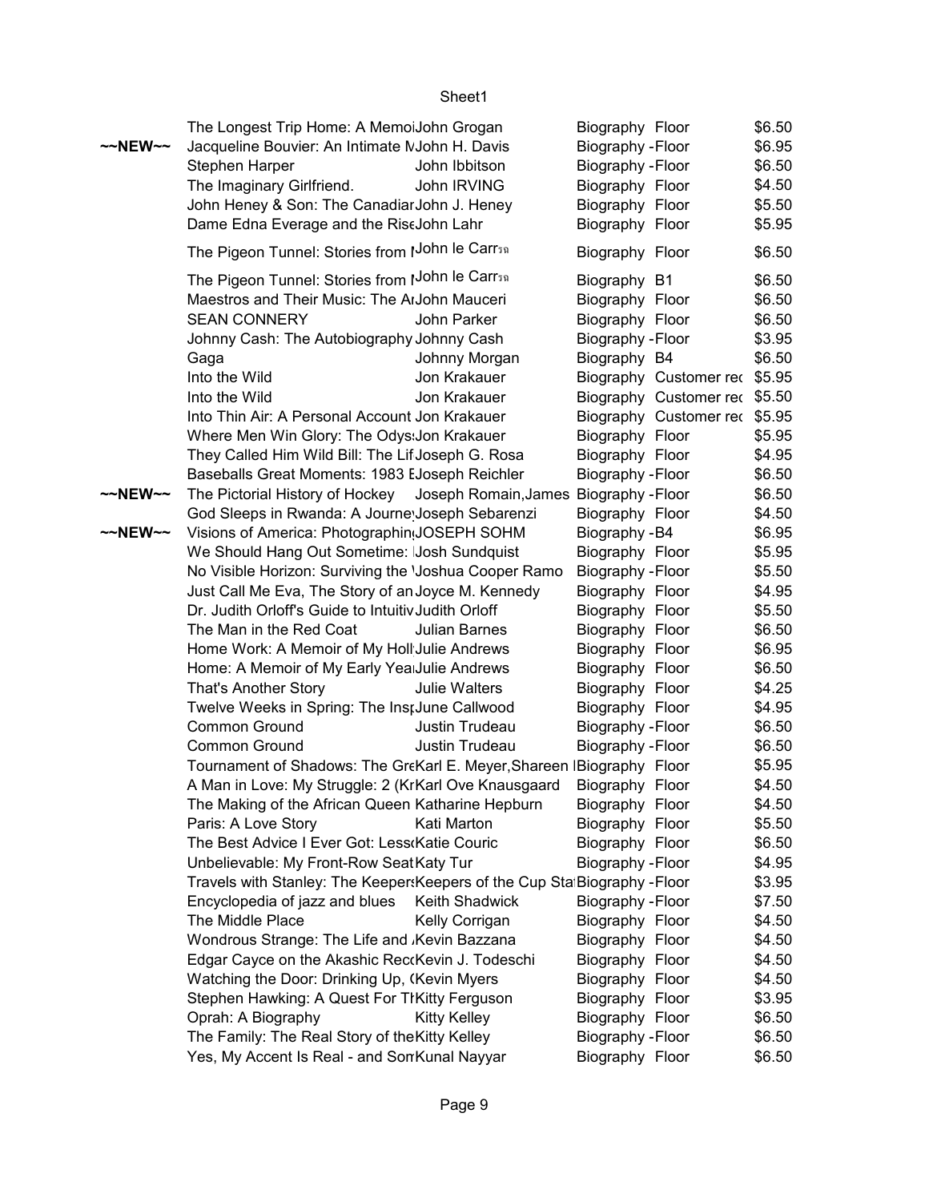| | | | | | |
|---|---|---|---|---|---|
| | The Longest Trip Home: A Memoi | John Grogan | Biography | Floor | $6.50 |
| ~~NEW~~ | Jacqueline Bouvier: An Intimate M | John H. Davis | Biography | -Floor | $6.95 |
| | Stephen Harper | John Ibbitson | Biography | -Floor | $6.50 |
| | The Imaginary Girlfriend. | John IRVING | Biography | Floor | $4.50 |
| | John Heney & Son: The Canadiar | John J. Heney | Biography | Floor | $5.50 |
| | Dame Edna Everage and the Rise | John Lahr | Biography | Floor | $5.95 |
| | The Pigeon Tunnel: Stories from I | John le Carrวิ | Biography | Floor | $6.50 |
| | The Pigeon Tunnel: Stories from I | John le Carrวิ | Biography | B1 | $6.50 |
| | Maestros and Their Music: The Ar | John Mauceri | Biography | Floor | $6.50 |
| | SEAN CONNERY | John Parker | Biography | Floor | $6.50 |
| | Johnny Cash: The Autobiography | Johnny Cash | Biography | -Floor | $3.95 |
| | Gaga | Johnny Morgan | Biography | B4 | $6.50 |
| | Into the Wild | Jon Krakauer | Biography | Customer rec | $5.95 |
| | Into the Wild | Jon Krakauer | Biography | Customer rec | $5.50 |
| | Into Thin Air: A Personal Account | Jon Krakauer | Biography | Customer rec | $5.95 |
| | Where Men Win Glory: The Odys | Jon Krakauer | Biography | Floor | $5.95 |
| | They Called Him Wild Bill: The Lif | Joseph G. Rosa | Biography | Floor | $4.95 |
| | Baseballs Great Moments: 1983 E | Joseph Reichler | Biography | -Floor | $6.50 |
| ~~NEW~~ | The Pictorial History of Hockey | Joseph Romain,James | Biography | -Floor | $6.50 |
| | God Sleeps in Rwanda: A Journe | Joseph Sebarenzi | Biography | Floor | $4.50 |
| ~~NEW~~ | Visions of America: Photographin | JOSEPH SOHM | Biography | -B4 | $6.95 |
| | We Should Hang Out Sometime: | Josh Sundquist | Biography | Floor | $5.95 |
| | No Visible Horizon: Surviving the | Joshua Cooper Ramo | Biography | -Floor | $5.50 |
| | Just Call Me Eva, The Story of an | Joyce M. Kennedy | Biography | Floor | $4.95 |
| | Dr. Judith Orloff's Guide to Intuitiv | Judith Orloff | Biography | Floor | $5.50 |
| | The Man in the Red Coat | Julian Barnes | Biography | Floor | $6.50 |
| | Home Work: A Memoir of My Holl | Julie Andrews | Biography | Floor | $6.95 |
| | Home: A Memoir of My Early Yea | Julie Andrews | Biography | Floor | $6.50 |
| | That's Another Story | Julie Walters | Biography | Floor | $4.25 |
| | Twelve Weeks in Spring: The Insp | June Callwood | Biography | Floor | $4.95 |
| | Common Ground | Justin Trudeau | Biography | -Floor | $6.50 |
| | Common Ground | Justin Trudeau | Biography | -Floor | $6.50 |
| | Tournament of Shadows: The Gre | Karl E. Meyer,Shareen I | Biography | Floor | $5.95 |
| | A Man in Love: My Struggle: 2 (Kr | Karl Ove Knausgaard | Biography | Floor | $4.50 |
| | The Making of the African Queen | Katharine Hepburn | Biography | Floor | $4.50 |
| | Paris: A Love Story | Kati Marton | Biography | Floor | $5.50 |
| | The Best Advice I Ever Got: Less | Katie Couric | Biography | Floor | $6.50 |
| | Unbelievable: My Front-Row Seat | Katy Tur | Biography | -Floor | $4.95 |
| | Travels with Stanley: The Keepers | Keepers of the Cup Sta | Biography | -Floor | $3.95 |
| | Encyclopedia of jazz and blues | Keith Shadwick | Biography | -Floor | $7.50 |
| | The Middle Place | Kelly Corrigan | Biography | Floor | $4.50 |
| | Wondrous Strange: The Life and | Kevin Bazzana | Biography | Floor | $4.50 |
| | Edgar Cayce on the Akashic Rec | Kevin J. Todeschi | Biography | Floor | $4.50 |
| | Watching the Door: Drinking Up, ( | Kevin Myers | Biography | Floor | $4.50 |
| | Stephen Hawking: A Quest For Th | Kitty Ferguson | Biography | Floor | $3.95 |
| | Oprah: A Biography | Kitty Kelley | Biography | Floor | $6.50 |
| | The Family: The Real Story of the | Kitty Kelley | Biography | -Floor | $6.50 |
| | Yes, My Accent Is Real - and Son | Kunal Nayyar | Biography | Floor | $6.50 |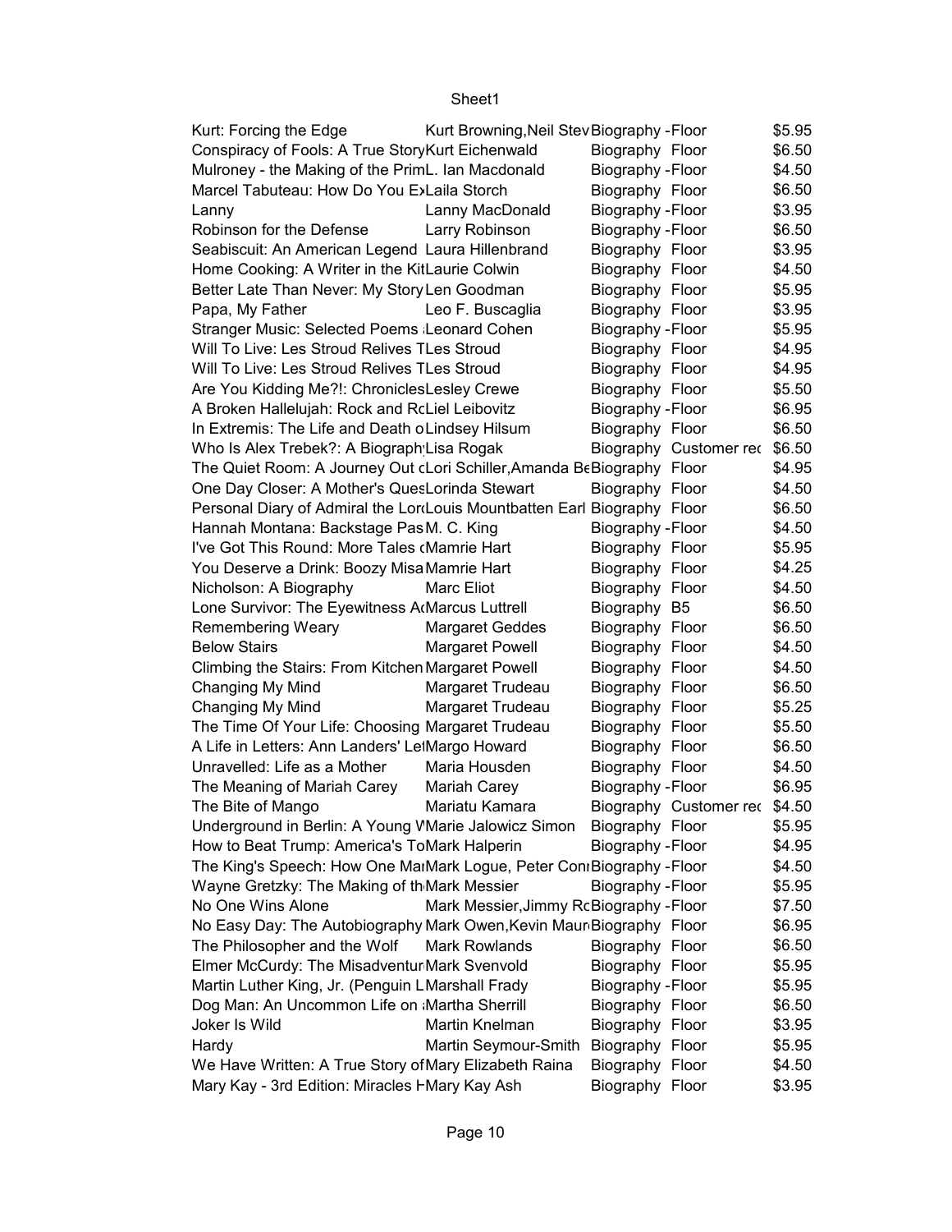| | | | | |
|---|---|---|---|---|
| Kurt: Forcing the Edge | Kurt Browning,Neil Stev | Biography -Floor | | $5.95 |
| Conspiracy of Fools: A True Story | Kurt Eichenwald | Biography | Floor | $6.50 |
| Mulroney - the Making of the Prim | L. Ian Macdonald | Biography -Floor | | $4.50 |
| Marcel Tabuteau: How Do You Ex | Laila Storch | Biography | Floor | $6.50 |
| Lanny | Lanny MacDonald | Biography -Floor | | $3.95 |
| Robinson for the Defense | Larry Robinson | Biography -Floor | | $6.50 |
| Seabiscuit: An American Legend | Laura Hillenbrand | Biography | Floor | $3.95 |
| Home Cooking: A Writer in the Kit | Laurie Colwin | Biography | Floor | $4.50 |
| Better Late Than Never: My Story | Len Goodman | Biography | Floor | $5.95 |
| Papa, My Father | Leo F. Buscaglia | Biography | Floor | $3.95 |
| Stranger Music: Selected Poems | Leonard Cohen | Biography -Floor | | $5.95 |
| Will To Live: Les Stroud Relives T | Les Stroud | Biography | Floor | $4.95 |
| Will To Live: Les Stroud Relives T | Les Stroud | Biography | Floor | $4.95 |
| Are You Kidding Me?!: Chronicles | Lesley Crewe | Biography | Floor | $5.50 |
| A Broken Hallelujah: Rock and Ro | Liel Leibovitz | Biography -Floor | | $6.95 |
| In Extremis: The Life and Death o | Lindsey Hilsum | Biography | Floor | $6.50 |
| Who Is Alex Trebek?: A Biography | Lisa Rogak | Biography | Customer rec | $6.50 |
| The Quiet Room: A Journey Out c | Lori Schiller,Amanda Be | Biography | Floor | $4.95 |
| One Day Closer: A Mother's Ques | Lorinda Stewart | Biography | Floor | $4.50 |
| Personal Diary of Admiral the Lord | Louis Mountbatten Earl | Biography | Floor | $6.50 |
| Hannah Montana: Backstage Pas | M. C. King | Biography -Floor | | $4.50 |
| I've Got This Round: More Tales c | Mamrie Hart | Biography | Floor | $5.95 |
| You Deserve a Drink: Boozy Misa | Mamrie Hart | Biography | Floor | $4.25 |
| Nicholson: A Biography | Marc Eliot | Biography | Floor | $4.50 |
| Lone Survivor: The Eyewitness Ac | Marcus Luttrell | Biography | B5 | $6.50 |
| Remembering Weary | Margaret Geddes | Biography | Floor | $6.50 |
| Below Stairs | Margaret Powell | Biography | Floor | $4.50 |
| Climbing the Stairs: From Kitchen | Margaret Powell | Biography | Floor | $4.50 |
| Changing My Mind | Margaret Trudeau | Biography | Floor | $6.50 |
| Changing My Mind | Margaret Trudeau | Biography | Floor | $5.25 |
| The Time Of Your Life: Choosing | Margaret Trudeau | Biography | Floor | $5.50 |
| A Life in Letters: Ann Landers' Le | Margo Howard | Biography | Floor | $6.50 |
| Unravelled: Life as a Mother | Maria Housden | Biography | Floor | $4.50 |
| The Meaning of Mariah Carey | Mariah Carey | Biography -Floor | | $6.95 |
| The Bite of Mango | Mariatu Kamara | Biography | Customer rec | $4.50 |
| Underground in Berlin: A Young W | Marie Jalowicz Simon | Biography | Floor | $5.95 |
| How to Beat Trump: America's To | Mark Halperin | Biography -Floor | | $4.95 |
| The King's Speech: How One Man | Mark Logue, Peter Conr | Biography -Floor | | $4.50 |
| Wayne Gretzky: The Making of th | Mark Messier | Biography -Floor | | $5.95 |
| No One Wins Alone | Mark Messier,Jimmy Ro | Biography -Floor | | $7.50 |
| No Easy Day: The Autobiography | Mark Owen,Kevin Maur | Biography | Floor | $6.95 |
| The Philosopher and the Wolf | Mark Rowlands | Biography | Floor | $6.50 |
| Elmer McCurdy: The Misadventur | Mark Svenvold | Biography | Floor | $5.95 |
| Martin Luther King, Jr. (Penguin L | Marshall Frady | Biography -Floor | | $5.95 |
| Dog Man: An Uncommon Life on | Martha Sherrill | Biography | Floor | $6.50 |
| Joker Is Wild | Martin Knelman | Biography | Floor | $3.95 |
| Hardy | Martin Seymour-Smith | Biography | Floor | $5.95 |
| We Have Written: A True Story of | Mary Elizabeth Raina | Biography | Floor | $4.50 |
| Mary Kay - 3rd Edition: Miracles H | Mary Kay Ash | Biography | Floor | $3.95 |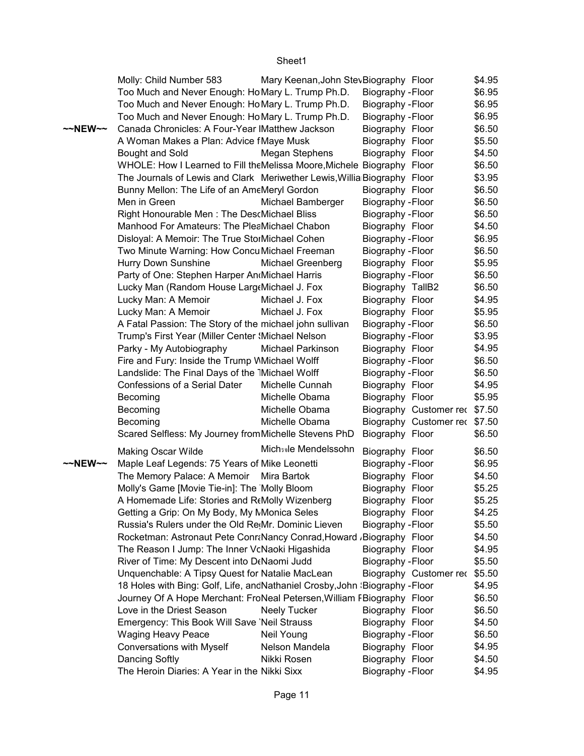| | Title | Author | Category | Location | Price |
|---|---|---|---|---|---|
| | Molly: Child Number 583 | Mary Keenan,John Stev | Biography | Floor | $4.95 |
| | Too Much and Never Enough: Ho | Mary L. Trump Ph.D. | Biography | -Floor | $6.95 |
| | Too Much and Never Enough: Ho | Mary L. Trump Ph.D. | Biography | -Floor | $6.95 |
| | Too Much and Never Enough: Ho | Mary L. Trump Ph.D. | Biography | -Floor | $6.95 |
| ~~NEW~~ | Canada Chronicles: A Four-Year I | Matthew Jackson | Biography | Floor | $6.50 |
| | A Woman Makes a Plan: Advice f | Maye Musk | Biography | Floor | $5.50 |
| | Bought and Sold | Megan Stephens | Biography | Floor | $4.50 |
| | WHOLE: How I Learned to Fill the | Melissa Moore,Michele | Biography | Floor | $6.50 |
| | The Journals of Lewis and Clark | Meriwether Lewis,Willia | Biography | Floor | $3.95 |
| | Bunny Mellon: The Life of an Ame | Meryl Gordon | Biography | Floor | $6.50 |
| | Men in Green | Michael Bamberger | Biography | -Floor | $6.50 |
| | Right Honourable Men : The Desc | Michael Bliss | Biography | -Floor | $6.50 |
| | Manhood For Amateurs: The Plea | Michael Chabon | Biography | Floor | $4.50 |
| | Disloyal: A Memoir: The True Stor | Michael Cohen | Biography | -Floor | $6.95 |
| | Two Minute Warning: How Concu | Michael Freeman | Biography | -Floor | $6.50 |
| | Hurry Down Sunshine | Michael Greenberg | Biography | Floor | $5.95 |
| | Party of One: Stephen Harper An | Michael Harris | Biography | -Floor | $6.50 |
| | Lucky Man (Random House Large | Michael J. Fox | Biography | TallB2 | $6.50 |
| | Lucky Man: A Memoir | Michael J. Fox | Biography | Floor | $4.95 |
| | Lucky Man: A Memoir | Michael J. Fox | Biography | Floor | $5.95 |
| | A Fatal Passion: The Story of the | michael john sullivan | Biography | -Floor | $6.50 |
| | Trump's First Year (Miller Center S | Michael Nelson | Biography | -Floor | $3.95 |
| | Parky - My Autobiography | Michael Parkinson | Biography | Floor | $4.95 |
| | Fire and Fury: Inside the Trump W | Michael Wolff | Biography | -Floor | $6.50 |
| | Landslide: The Final Days of the T | Michael Wolff | Biography | -Floor | $6.50 |
| | Confessions of a Serial Dater | Michelle Cunnah | Biography | Floor | $4.95 |
| | Becoming | Michelle Obama | Biography | Floor | $5.95 |
| | Becoming | Michelle Obama | Biography | Customer rec | $7.50 |
| | Becoming | Michelle Obama | Biography | Customer rec | $7.50 |
| | Scared Selfless: My Journey from | Michelle Stevens PhD | Biography | Floor | $6.50 |
| | Making Oscar Wilde | Mich̀le Mendelssohn | Biography | Floor | $6.50 |
| ~~NEW~~ | Maple Leaf Legends: 75 Years of | Mike Leonetti | Biography | -Floor | $6.95 |
| | The Memory Palace: A Memoir | Mira Bartok | Biography | Floor | $4.50 |
| | Molly's Game [Movie Tie-in]: The | Molly Bloom | Biography | Floor | $5.25 |
| | A Homemade Life: Stories and Re | Molly Wizenberg | Biography | Floor | $5.25 |
| | Getting a Grip: On My Body, My M | Monica Seles | Biography | Floor | $4.25 |
| | Russia's Rulers under the Old Re | Mr. Dominic Lieven | Biography | -Floor | $5.50 |
| | Rocketman: Astronaut Pete Conra | Nancy Conrad,Howard A | Biography | Floor | $4.50 |
| | The Reason I Jump: The Inner Vo | Naoki Higashida | Biography | Floor | $4.95 |
| | River of Time: My Descent into De | Naomi Judd | Biography | -Floor | $5.50 |
| | Unquenchable: A Tipsy Quest for | Natalie MacLean | Biography | Customer rec | $5.50 |
| | 18 Holes with Bing: Golf, Life, and | Nathaniel Crosby,John S | Biography | -Floor | $4.95 |
| | Journey Of A Hope Merchant: Fro | Neal Petersen,William F | Biography | Floor | $6.50 |
| | Love in the Driest Season | Neely Tucker | Biography | Floor | $6.50 |
| | Emergency: This Book Will Save Y | Neil Strauss | Biography | Floor | $4.50 |
| | Waging Heavy Peace | Neil Young | Biography | -Floor | $6.50 |
| | Conversations with Myself | Nelson Mandela | Biography | Floor | $4.95 |
| | Dancing Softly | Nikki Rosen | Biography | Floor | $4.50 |
| | The Heroin Diaries: A Year in the | Nikki Sixx | Biography | -Floor | $4.95 |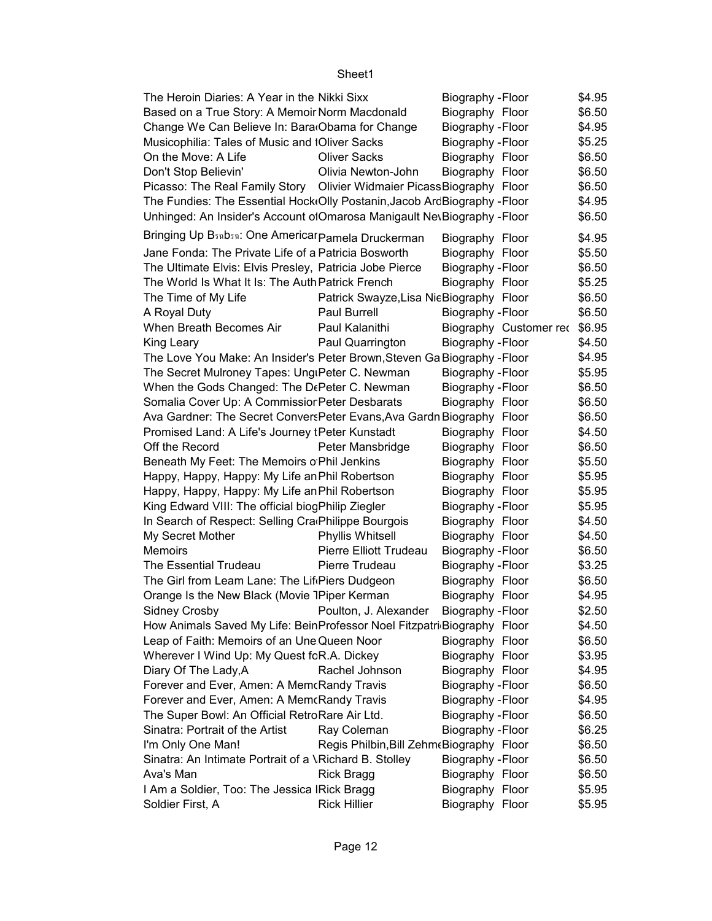| | | | |
|---|---|---|---|
| The Heroin Diaries: A Year in the | Nikki Sixx | Biography -Floor | $4.95 |
| Based on a True Story: A Memoir | Norm Macdonald | Biography Floor | $6.50 |
| Change We Can Believe In: Bara | Obama for Change | Biography -Floor | $4.95 |
| Musicophilia: Tales of Music and t | Oliver Sacks | Biography -Floor | $5.25 |
| On the Move: A Life | Oliver Sacks | Biography Floor | $6.50 |
| Don't Stop Believin' | Olivia Newton-John | Biography Floor | $6.50 |
| Picasso: The Real Family Story | Olivier Widmaier Picass | Biography Floor | $6.50 |
| The Fundies: The Essential Hock | Olly Postanin,Jacob Ard | Biography -Floor | $4.95 |
| Unhinged: An Insider's Account o | Omarosa Manigault Nev | Biography -Floor | $6.50 |
| Bringing Up Bรฉbรฉ: One American | Pamela Druckerman | Biography Floor | $4.95 |
| Jane Fonda: The Private Life of a | Patricia Bosworth | Biography Floor | $5.50 |
| The Ultimate Elvis: Elvis Presley, | Patricia Jobe Pierce | Biography -Floor | $6.50 |
| The World Is What It Is: The Auth | Patrick French | Biography Floor | $5.25 |
| The Time of My Life | Patrick Swayze,Lisa Nie | Biography Floor | $6.50 |
| A Royal Duty | Paul Burrell | Biography -Floor | $6.50 |
| When Breath Becomes Air | Paul Kalanithi | Biography Customer rec | $6.95 |
| King Leary | Paul Quarrington | Biography -Floor | $4.50 |
| The Love You Make: An Insider's | Peter Brown,Steven Ga | Biography -Floor | $4.95 |
| The Secret Mulroney Tapes: Ung | Peter C. Newman | Biography -Floor | $5.95 |
| When the Gods Changed: The D | Peter C. Newman | Biography -Floor | $6.50 |
| Somalia Cover Up: A Commission | Peter Desbarats | Biography Floor | $6.50 |
| Ava Gardner: The Secret Convers | Peter Evans,Ava Gardn | Biography Floor | $6.50 |
| Promised Land: A Life's Journey t | Peter Kunstadt | Biography Floor | $4.50 |
| Off the Record | Peter Mansbridge | Biography Floor | $6.50 |
| Beneath My Feet: The Memoirs o | Phil Jenkins | Biography Floor | $5.50 |
| Happy, Happy, Happy: My Life an | Phil Robertson | Biography Floor | $5.95 |
| Happy, Happy, Happy: My Life an | Phil Robertson | Biography Floor | $5.95 |
| King Edward VIII: The official biog | Philip Ziegler | Biography -Floor | $5.95 |
| In Search of Respect: Selling Cra | Philippe Bourgois | Biography Floor | $4.50 |
| My Secret Mother | Phyllis Whitsell | Biography Floor | $4.50 |
| Memoirs | Pierre Elliott Trudeau | Biography -Floor | $6.50 |
| The Essential Trudeau | Pierre Trudeau | Biography -Floor | $3.25 |
| The Girl from Leam Lane: The Lif | Piers Dudgeon | Biography Floor | $6.50 |
| Orange Is the New Black (Movie T | Piper Kerman | Biography Floor | $4.95 |
| Sidney Crosby | Poulton, J. Alexander | Biography -Floor | $2.50 |
| How Animals Saved My Life: Bein | Professor Noel Fitzpatri | Biography Floor | $4.50 |
| Leap of Faith: Memoirs of an Une | Queen Noor | Biography Floor | $6.50 |
| Wherever I Wind Up: My Quest fo | R.A. Dickey | Biography Floor | $3.95 |
| Diary Of The Lady,A | Rachel Johnson | Biography Floor | $4.95 |
| Forever and Ever, Amen: A Memo | Randy Travis | Biography -Floor | $6.50 |
| Forever and Ever, Amen: A Memo | Randy Travis | Biography -Floor | $4.95 |
| The Super Bowl: An Official Retro | Rare Air Ltd. | Biography -Floor | $6.50 |
| Sinatra: Portrait of the Artist | Ray Coleman | Biography -Floor | $6.25 |
| I'm Only One Man! | Regis Philbin,Bill Zehme | Biography Floor | $6.50 |
| Sinatra: An Intimate Portrait of a V | Richard B. Stolley | Biography -Floor | $6.50 |
| Ava's Man | Rick Bragg | Biography Floor | $6.50 |
| I Am a Soldier, Too: The Jessica L | Rick Bragg | Biography Floor | $5.95 |
| Soldier First, A | Rick Hillier | Biography Floor | $5.95 |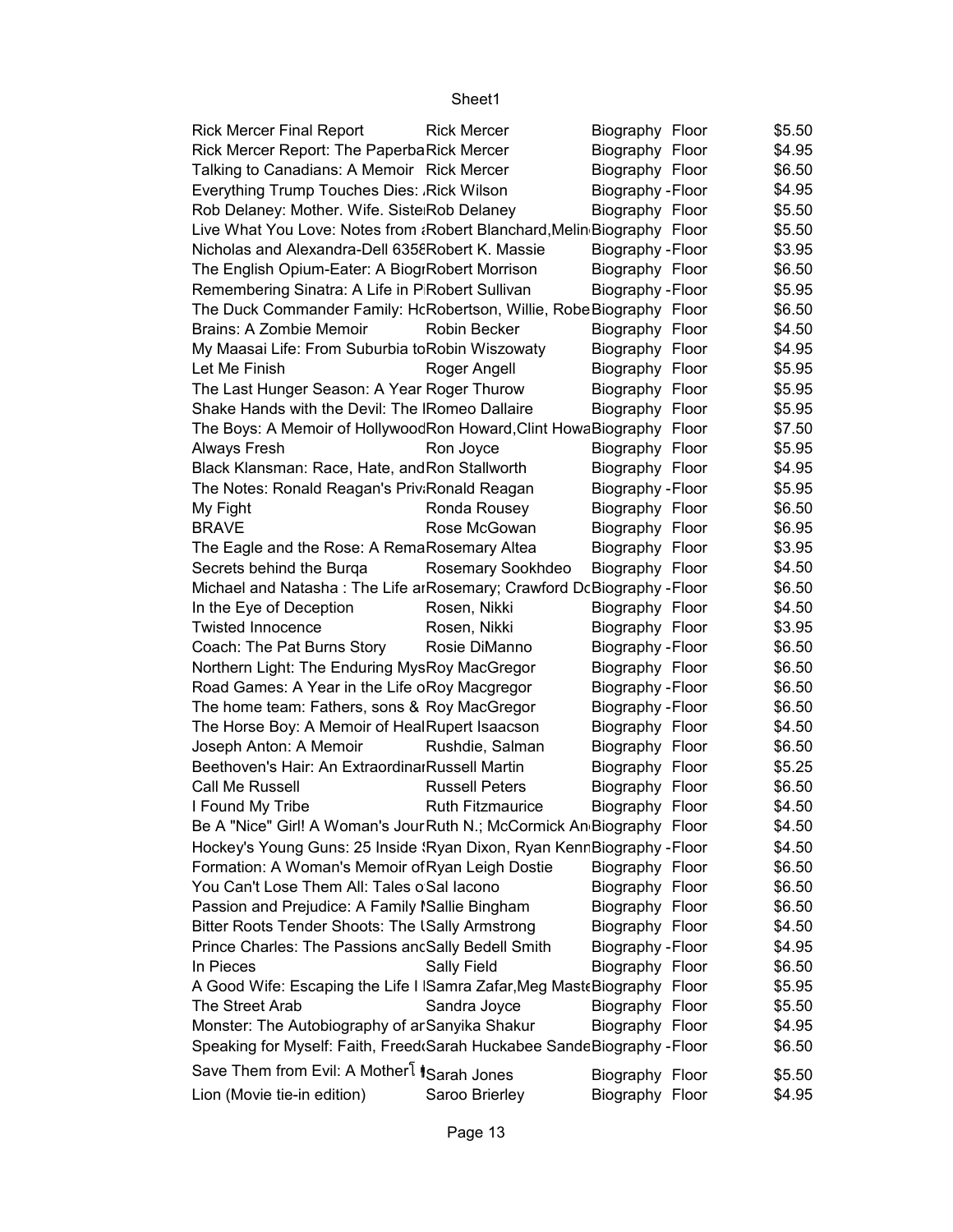| Rick Mercer Final Report | Rick Mercer | Biography Floor | $5.50 |
|---|---|---|---|
| Rick Mercer Report: The Paperba | Rick Mercer | Biography Floor | $4.95 |
| Talking to Canadians: A Memoir | Rick Mercer | Biography Floor | $6.50 |
| Everything Trump Touches Dies: | Rick Wilson | Biography -Floor | $4.95 |
| Rob Delaney: Mother. Wife. Siste | Rob Delaney | Biography Floor | $5.50 |
| Live What You Love: Notes from a | Robert Blanchard,Melin | Biography Floor | $5.50 |
| Nicholas and Alexandra-Dell 6358 | Robert K. Massie | Biography -Floor | $3.95 |
| The English Opium-Eater: A Biogr | Robert Morrison | Biography Floor | $6.50 |
| Remembering Sinatra: A Life in P | Robert Sullivan | Biography -Floor | $5.95 |
| The Duck Commander Family: Hc | Robertson, Willie, Robe | Biography Floor | $6.50 |
| Brains: A Zombie Memoir | Robin Becker | Biography Floor | $4.50 |
| My Maasai Life: From Suburbia to | Robin Wiszowaty | Biography Floor | $4.95 |
| Let Me Finish | Roger Angell | Biography Floor | $5.95 |
| The Last Hunger Season: A Year | Roger Thurow | Biography Floor | $5.95 |
| Shake Hands with the Devil: The I | Romeo Dallaire | Biography Floor | $5.95 |
| The Boys: A Memoir of Hollywood | Ron Howard,Clint Howa | Biography Floor | $7.50 |
| Always Fresh | Ron Joyce | Biography Floor | $5.95 |
| Black Klansman: Race, Hate, and | Ron Stallworth | Biography Floor | $4.95 |
| The Notes: Ronald Reagan's Priv | Ronald Reagan | Biography -Floor | $5.95 |
| My Fight | Ronda Rousey | Biography Floor | $6.50 |
| BRAVE | Rose McGowan | Biography Floor | $6.95 |
| The Eagle and the Rose: A Rema | Rosemary Altea | Biography Floor | $3.95 |
| Secrets behind the Burqa | Rosemary Sookhdeo | Biography Floor | $4.50 |
| Michael and Natasha : The Life ar | Rosemary; Crawford Dc | Biography -Floor | $6.50 |
| In the Eye of Deception | Rosen, Nikki | Biography Floor | $4.50 |
| Twisted Innocence | Rosen, Nikki | Biography Floor | $3.95 |
| Coach: The Pat Burns Story | Rosie DiManno | Biography -Floor | $6.50 |
| Northern Light: The Enduring Mys | Roy MacGregor | Biography Floor | $6.50 |
| Road Games: A Year in the Life o | Roy Macgregor | Biography -Floor | $6.50 |
| The home team: Fathers, sons & | Roy MacGregor | Biography -Floor | $6.50 |
| The Horse Boy: A Memoir of Heal | Rupert Isaacson | Biography Floor | $4.50 |
| Joseph Anton: A Memoir | Rushdie, Salman | Biography Floor | $6.50 |
| Beethoven's Hair: An Extraordinar | Russell Martin | Biography Floor | $5.25 |
| Call Me Russell | Russell Peters | Biography Floor | $6.50 |
| I Found My Tribe | Ruth Fitzmaurice | Biography Floor | $4.50 |
| Be A "Nice" Girl! A Woman's Jour | Ruth N.; McCormick An | Biography Floor | $4.50 |
| Hockey's Young Guns: 25 Inside S | Ryan Dixon, Ryan Kenn | Biography -Floor | $4.50 |
| Formation: A Woman's Memoir of | Ryan Leigh Dostie | Biography Floor | $6.50 |
| You Can't Lose Them All: Tales o | Sal Iacono | Biography Floor | $6.50 |
| Passion and Prejudice: A Family I | Sallie Bingham | Biography Floor | $6.50 |
| Bitter Roots Tender Shoots: The I | Sally Armstrong | Biography Floor | $4.50 |
| Prince Charles: The Passions anc | Sally Bedell Smith | Biography -Floor | $4.95 |
| In Pieces | Sally Field | Biography Floor | $6.50 |
| A Good Wife: Escaping the Life I | Samra Zafar,Meg Mast | Biography Floor | $5.95 |
| The Street Arab | Sandra Joyce | Biography Floor | $5.50 |
| Monster: The Autobiography of ar | Sanyika Shakur | Biography Floor | $4.95 |
| Speaking for Myself: Faith, Freed | Sarah Huckabee Sande | Biography -Floor | $6.50 |
| Save Them from Evil: A Mother | Sarah Jones | Biography Floor | $5.50 |
| Lion (Movie tie-in edition) | Saroo Brierley | Biography Floor | $4.95 |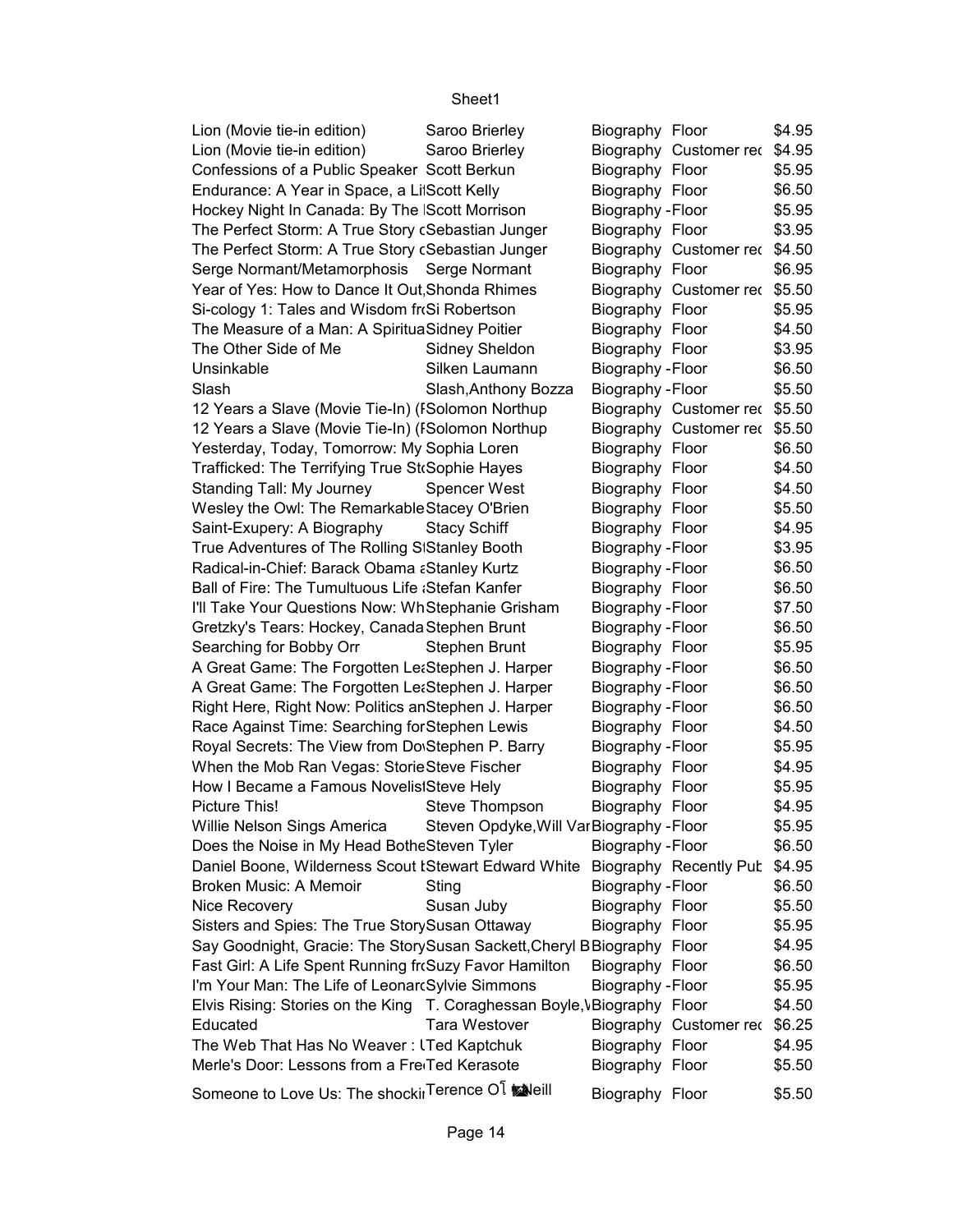| | | | | |
|---|---|---|---|---|
| Lion (Movie tie-in edition) | Saroo Brierley | Biography | Floor | $4.95 |
| Lion (Movie tie-in edition) | Saroo Brierley | Biography | Customer rec | $4.95 |
| Confessions of a Public Speaker | Scott Berkun | Biography | Floor | $5.95 |
| Endurance: A Year in Space, a Li | Scott Kelly | Biography | Floor | $6.50 |
| Hockey Night In Canada: By The | Scott Morrison | Biography - | Floor | $5.95 |
| The Perfect Storm: A True Story c | Sebastian Junger | Biography | Floor | $3.95 |
| The Perfect Storm: A True Story c | Sebastian Junger | Biography | Customer rec | $4.50 |
| Serge Normant/Metamorphosis | Serge Normant | Biography | Floor | $6.95 |
| Year of Yes: How to Dance It Out, | Shonda Rhimes | Biography | Customer rec | $5.50 |
| Si-cology 1: Tales and Wisdom fr | Si Robertson | Biography | Floor | $5.95 |
| The Measure of a Man: A Spiritua | Sidney Poitier | Biography | Floor | $4.50 |
| The Other Side of Me | Sidney Sheldon | Biography | Floor | $3.95 |
| Unsinkable | Silken Laumann | Biography - | Floor | $6.50 |
| Slash | Slash,Anthony Bozza | Biography - | Floor | $5.50 |
| 12 Years a Slave (Movie Tie-In) (I | Solomon Northup | Biography | Customer rec | $5.50 |
| 12 Years a Slave (Movie Tie-In) (I | Solomon Northup | Biography | Customer rec | $5.50 |
| Yesterday, Today, Tomorrow: My | Sophia Loren | Biography | Floor | $6.50 |
| Trafficked: The Terrifying True St | Sophie Hayes | Biography | Floor | $4.50 |
| Standing Tall: My Journey | Spencer West | Biography | Floor | $4.50 |
| Wesley the Owl: The Remarkable | Stacey O'Brien | Biography | Floor | $5.50 |
| Saint-Exupery: A Biography | Stacy Schiff | Biography | Floor | $4.95 |
| True Adventures of The Rolling S | Stanley Booth | Biography - | Floor | $3.95 |
| Radical-in-Chief: Barack Obama a | Stanley Kurtz | Biography - | Floor | $6.50 |
| Ball of Fire: The Tumultuous Life | Stefan Kanfer | Biography | Floor | $6.50 |
| I'll Take Your Questions Now: Wh | Stephanie Grisham | Biography - | Floor | $7.50 |
| Gretzky's Tears: Hockey, Canada | Stephen Brunt | Biography - | Floor | $6.50 |
| Searching for Bobby Orr | Stephen Brunt | Biography | Floor | $5.95 |
| A Great Game: The Forgotten Lea | Stephen J. Harper | Biography - | Floor | $6.50 |
| A Great Game: The Forgotten Lea | Stephen J. Harper | Biography - | Floor | $6.50 |
| Right Here, Right Now: Politics an | Stephen J. Harper | Biography - | Floor | $6.50 |
| Race Against Time: Searching for | Stephen Lewis | Biography | Floor | $4.50 |
| Royal Secrets: The View from Do | Stephen P. Barry | Biography - | Floor | $5.95 |
| When the Mob Ran Vegas: Storie | Steve Fischer | Biography | Floor | $4.95 |
| How I Became a Famous Novelis | Steve Hely | Biography | Floor | $5.95 |
| Picture This! | Steve Thompson | Biography | Floor | $4.95 |
| Willie Nelson Sings America | Steven Opdyke,Will Var | Biography - | Floor | $5.95 |
| Does the Noise in My Head Bothe | Steven Tyler | Biography - | Floor | $6.50 |
| Daniel Boone, Wilderness Scout I | Stewart Edward White | Biography | Recently Pub | $4.95 |
| Broken Music: A Memoir | Sting | Biography - | Floor | $6.50 |
| Nice Recovery | Susan Juby | Biography | Floor | $5.50 |
| Sisters and Spies: The True Story | Susan Ottaway | Biography | Floor | $5.95 |
| Say Goodnight, Gracie: The Story | Susan Sackett,Cheryl B | Biography | Floor | $4.95 |
| Fast Girl: A Life Spent Running fr | Suzy Favor Hamilton | Biography | Floor | $6.50 |
| I'm Your Man: The Life of Leonar | Sylvie Simmons | Biography - | Floor | $5.95 |
| Elvis Rising: Stories on the King | T. Coraghessan Boyle,V | Biography | Floor | $4.50 |
| Educated | Tara Westover | Biography | Customer rec | $6.25 |
| The Web That Has No Weaver : ( | Ted Kaptchuk | Biography | Floor | $4.95 |
| Merle's Door: Lessons from a Fre | Ted Kerasote | Biography | Floor | $5.50 |
| Someone to Love Us: The shockir | Terence O Neill | Biography | Floor | $5.50 |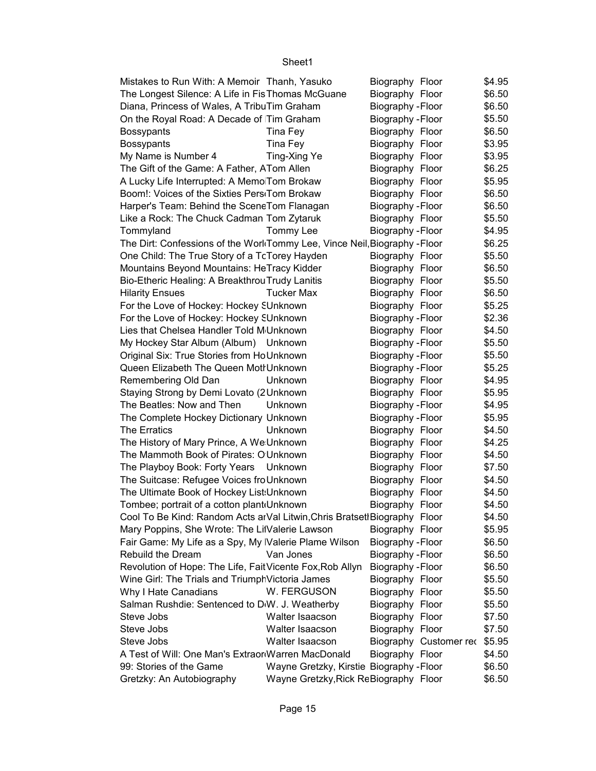| | | | | |
|---|---|---|---|---|
| Mistakes to Run With: A Memoir | Thanh, Yasuko | Biography | Floor | $4.95 |
| The Longest Silence: A Life in Fis | Thomas McGuane | Biography | Floor | $6.50 |
| Diana, Princess of Wales, A Tribu | Tim Graham | Biography | -Floor | $6.50 |
| On the Royal Road: A Decade of | Tim Graham | Biography | -Floor | $5.50 |
| Bossypants | Tina Fey | Biography | Floor | $6.50 |
| Bossypants | Tina Fey | Biography | Floor | $3.95 |
| My Name is Number 4 | Ting-Xing Ye | Biography | Floor | $3.95 |
| The Gift of the Game: A Father, A | Tom Allen | Biography | Floor | $6.25 |
| A Lucky Life Interrupted: A Memo | Tom Brokaw | Biography | Floor | $5.95 |
| Boom!: Voices of the Sixties Pers | Tom Brokaw | Biography | Floor | $6.50 |
| Harper's Team: Behind the Scene | Tom Flanagan | Biography | -Floor | $6.50 |
| Like a Rock: The Chuck Cadman | Tom Zytaruk | Biography | Floor | $5.50 |
| Tommyland | Tommy Lee | Biography | -Floor | $4.95 |
| The Dirt: Confessions of the Worl | Tommy Lee, Vince Neil, | Biography | -Floor | $6.25 |
| One Child: The True Story of a To | Torey Hayden | Biography | Floor | $5.50 |
| Mountains Beyond Mountains: He | Tracy Kidder | Biography | Floor | $6.50 |
| Bio-Etheric Healing: A Breakthrou | Trudy Lanitis | Biography | Floor | $5.50 |
| Hilarity Ensues | Tucker Max | Biography | Floor | $6.50 |
| For the Love of Hockey: Hockey S | Unknown | Biography | Floor | $5.25 |
| For the Love of Hockey: Hockey S | Unknown | Biography | -Floor | $2.36 |
| Lies that Chelsea Handler Told M | Unknown | Biography | Floor | $4.50 |
| My Hockey Star Album (Album) | Unknown | Biography | -Floor | $5.50 |
| Original Six: True Stories from Ho | Unknown | Biography | -Floor | $5.50 |
| Queen Elizabeth The Queen Moth | Unknown | Biography | -Floor | $5.25 |
| Remembering Old Dan | Unknown | Biography | Floor | $4.95 |
| Staying Strong by Demi Lovato (2 | Unknown | Biography | Floor | $5.95 |
| The Beatles: Now and Then | Unknown | Biography | -Floor | $4.95 |
| The Complete Hockey Dictionary | Unknown | Biography | -Floor | $5.95 |
| The Erratics | Unknown | Biography | Floor | $4.50 |
| The History of Mary Prince, A We | Unknown | Biography | Floor | $4.25 |
| The Mammoth Book of Pirates: O | Unknown | Biography | Floor | $4.50 |
| The Playboy Book: Forty Years | Unknown | Biography | Floor | $7.50 |
| The Suitcase: Refugee Voices fro | Unknown | Biography | Floor | $4.50 |
| The Ultimate Book of Hockey List | Unknown | Biography | Floor | $4.50 |
| Tombee; portrait of a cotton plant | Unknown | Biography | Floor | $4.50 |
| Cool To Be Kind: Random Acts ar | Val Litwin,Chris Bratset | Biography | Floor | $4.50 |
| Mary Poppins, She Wrote: The Li | Valerie Lawson | Biography | Floor | $5.95 |
| Fair Game: My Life as a Spy, My | Valerie Plame Wilson | Biography | -Floor | $6.50 |
| Rebuild the Dream | Van Jones | Biography | -Floor | $6.50 |
| Revolution of Hope: The Life, Fait | Vicente Fox,Rob Allyn | Biography | -Floor | $6.50 |
| Wine Girl: The Trials and Triumph | Victoria James | Biography | Floor | $5.50 |
| Why I Hate Canadians | W. FERGUSON | Biography | Floor | $5.50 |
| Salman Rushdie: Sentenced to D | W. J. Weatherby | Biography | Floor | $5.50 |
| Steve Jobs | Walter Isaacson | Biography | Floor | $7.50 |
| Steve Jobs | Walter Isaacson | Biography | Floor | $7.50 |
| Steve Jobs | Walter Isaacson | Biography | Customer rec | $5.95 |
| A Test of Will: One Man's Extraor | Warren MacDonald | Biography | Floor | $4.50 |
| 99: Stories of the Game | Wayne Gretzky, Kirstie | Biography | -Floor | $6.50 |
| Gretzky: An Autobiography | Wayne Gretzky,Rick Re | Biography | Floor | $6.50 |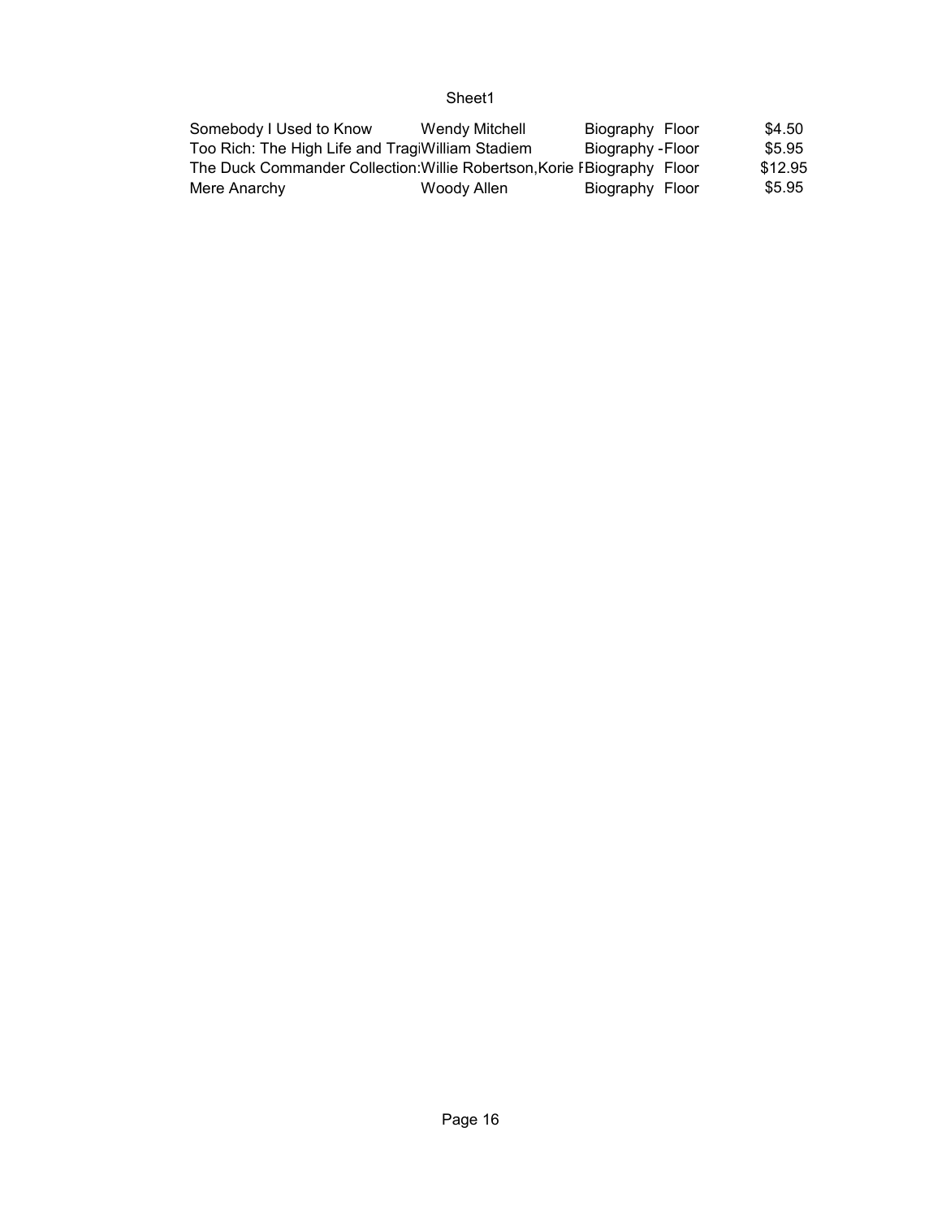| | | | | |
|---|---|---|---|---|
| Somebody I Used to Know | Wendy Mitchell | Biography | Floor | $4.50 |
| Too Rich: The High Life and Tragi | William Stadiem | Biography - | Floor | $5.95 |
| The Duck Commander Collection: | Willie Robertson,Korie F | Biography | Floor | $12.95 |
| Mere Anarchy | Woody Allen | Biography | Floor | $5.95 |